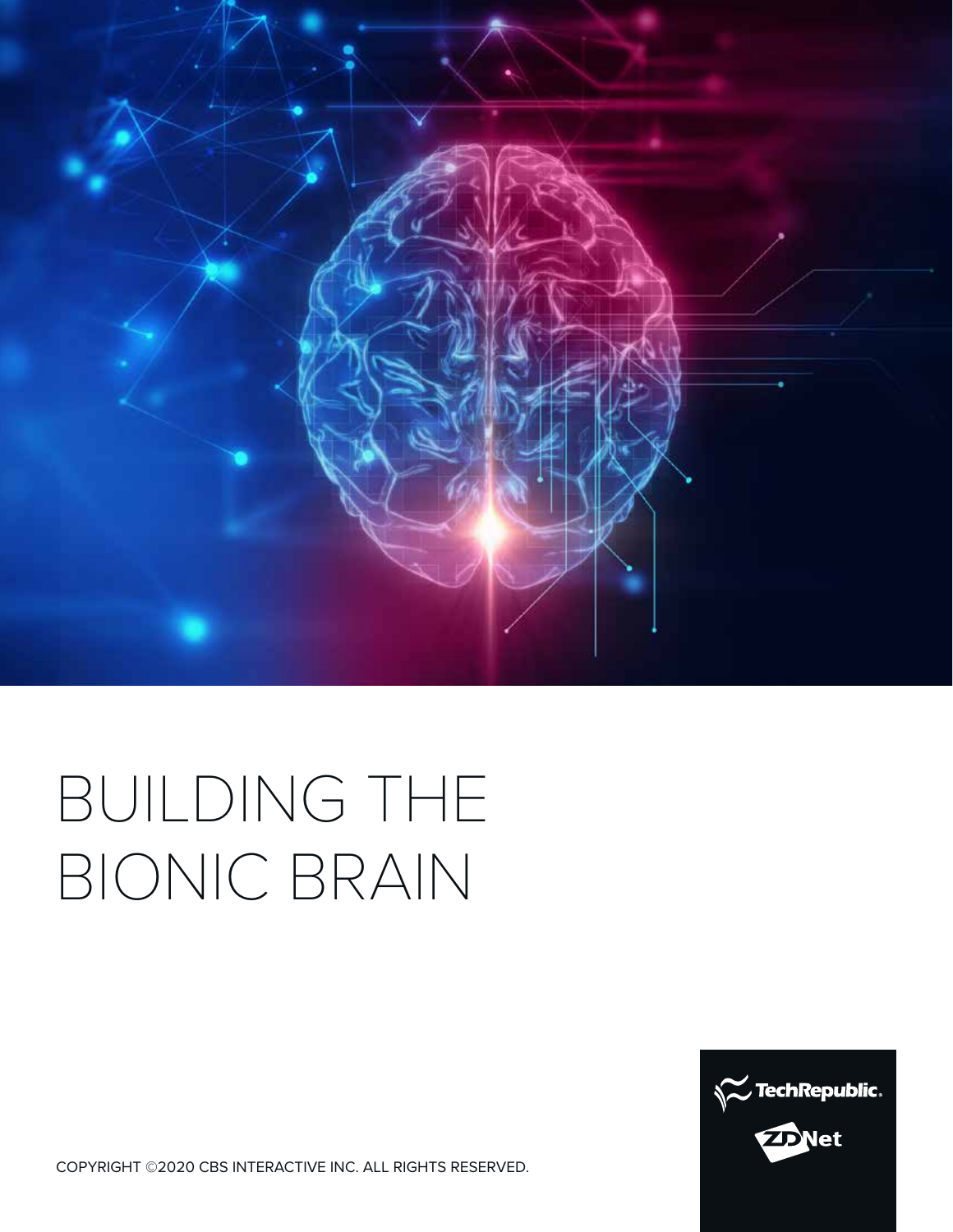# BUILDING THE BIONIC BRAIN

COPYRIGHT ©2020 CBS INTERACTIVE INC. ALL RIGHTS RESERVED.

TechRepublic.

ZDNet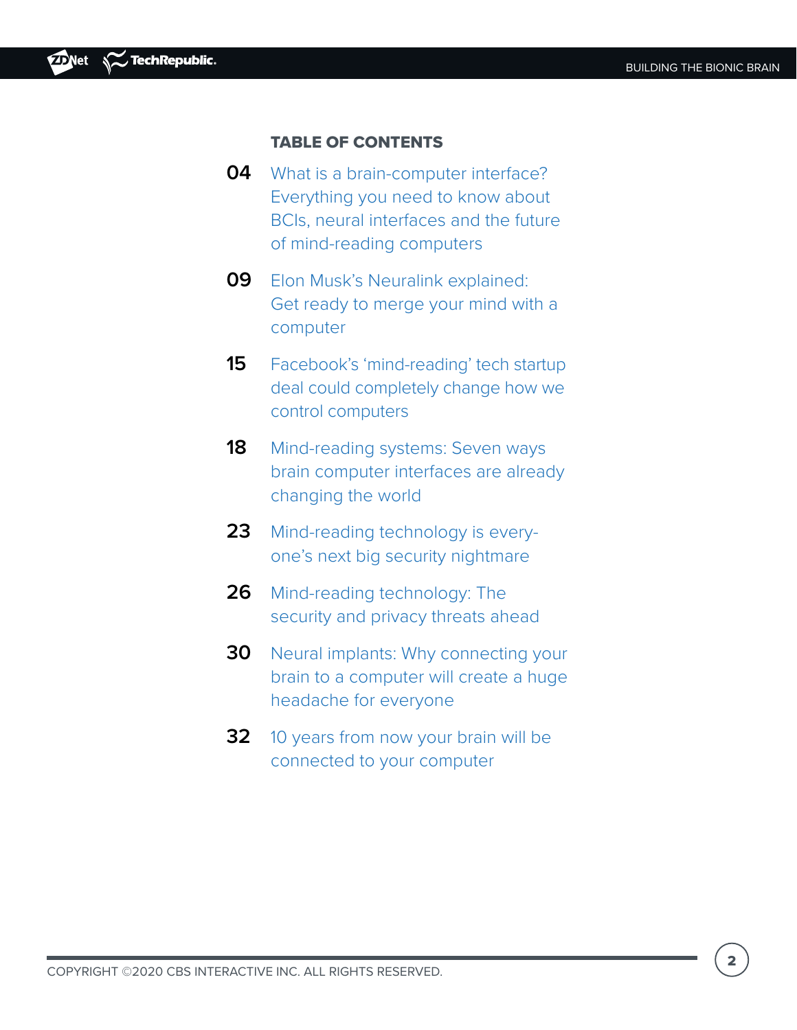## TABLE OF CONTENTS

**04** What is a brain-computer interface? Everything you need to know about BCIs, neural interfaces and the future of mind-reading computers

**09** Elon Musk's Neuralink explained: Get ready to merge your mind with a computer

**15** Facebook's 'mind-reading' tech startup deal could completely change how we control computers

**18** Mind-reading systems: Seven ways brain computer interfaces are already changing the world

**23** Mind-reading technology is everyone's next big security nightmare

**26** Mind-reading technology: The security and privacy threats ahead

**30** Neural implants: Why connecting your brain to a computer will create a huge headache for everyone

**32** 10 years from now your brain will be connected to your computer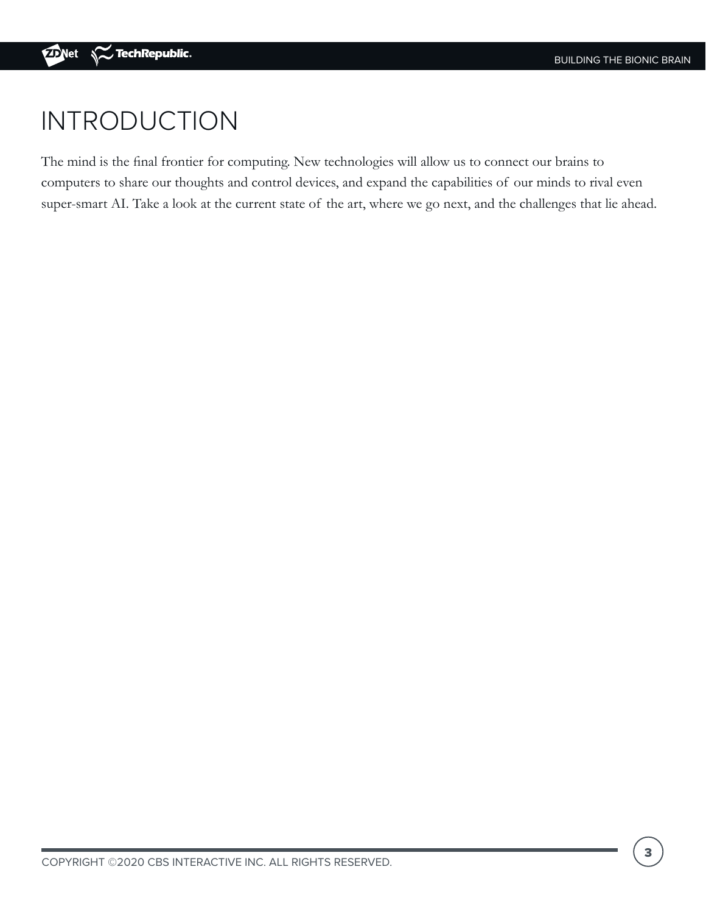# INTRODUCTION

The mind is the final frontier for computing. New technologies will allow us to connect our brains to computers to share our thoughts and control devices, and expand the capabilities of our minds to rival even super-smart AI. Take a look at the current state of the art, where we go next, and the challenges that lie ahead.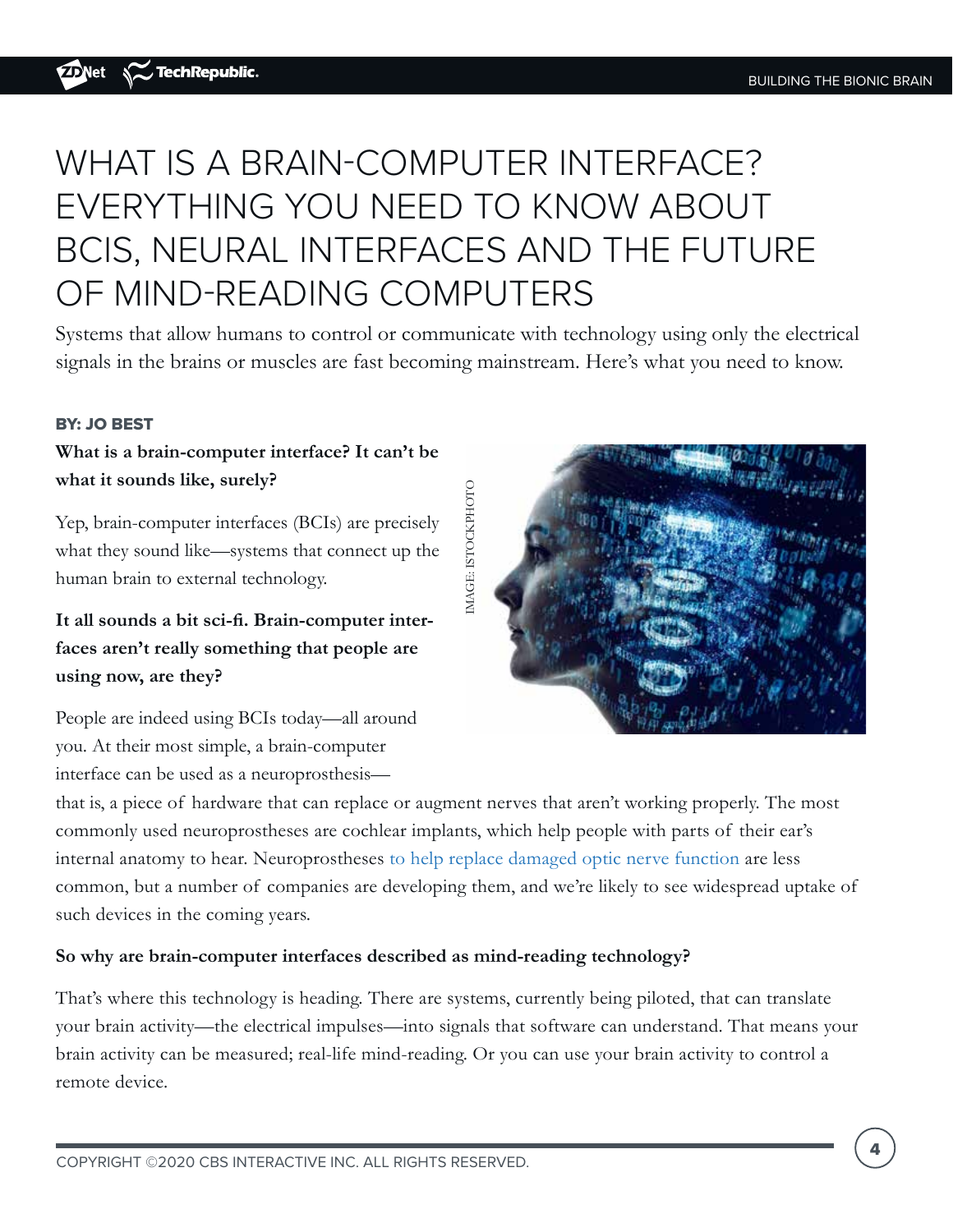# WHAT IS A BRAIN-COMPUTER INTERFACE? EVERYTHING YOU NEED TO KNOW ABOUT BCIS, NEURAL INTERFACES AND THE FUTURE OF MIND-READING COMPUTERS

Systems that allow humans to control or communicate with technology using only the electrical signals in the brains or muscles are fast becoming mainstream. Here's what you need to know.

**BY: JO BEST**

**What is a brain-computer interface? It can't be what it sounds like, surely?**

Yep, brain-computer interfaces (BCIs) are precisely what they sound like—systems that connect up the human brain to external technology.

**It all sounds a bit sci-fi. Brain-computer interfaces aren't really something that people are using now, are they?**

People are indeed using BCIs today—all around you. At their most simple, a brain-computer interface can be used as a neuroprosthesis—that is, a piece of hardware that can replace or augment nerves that aren't working properly. The most commonly used neuroprostheses are cochlear implants, which help people with parts of their ear's internal anatomy to hear. Neuroprostheses to help replace damaged optic nerve function are less common, but a number of companies are developing them, and we're likely to see widespread uptake of such devices in the coming years.

**So why are brain-computer interfaces described as mind-reading technology?**

That's where this technology is heading. There are systems, currently being piloted, that can translate your brain activity—the electrical impulses—into signals that software can understand. That means your brain activity can be measured; real-life mind-reading. Or you can use your brain activity to control a remote device.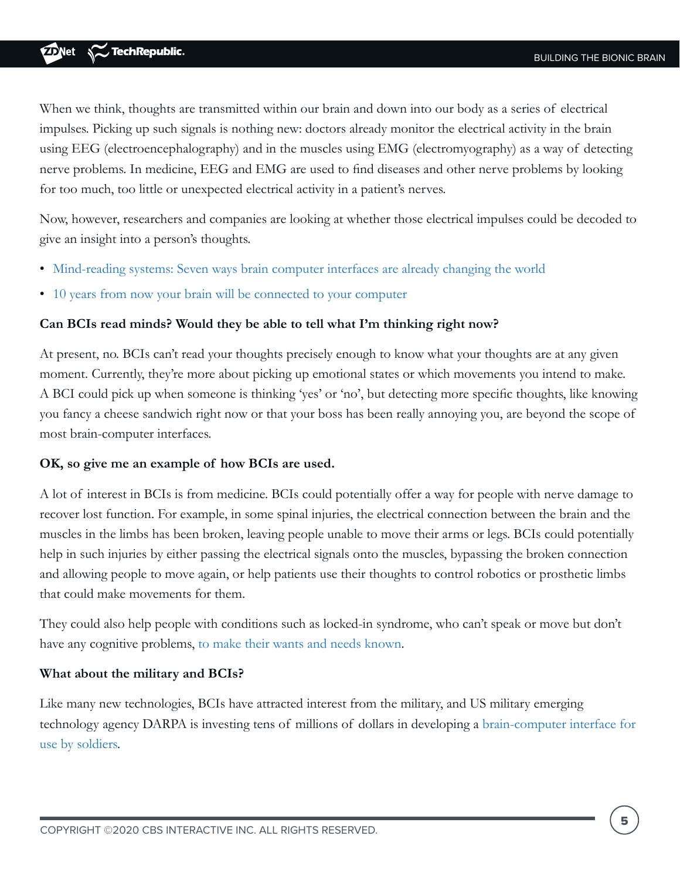When we think, thoughts are transmitted within our brain and down into our body as a series of electrical impulses. Picking up such signals is nothing new: doctors already monitor the electrical activity in the brain using EEG (electroencephalography) and in the muscles using EMG (electromyography) as a way of detecting nerve problems. In medicine, EEG and EMG are used to find diseases and other nerve problems by looking for too much, too little or unexpected electrical activity in a patient's nerves.

Now, however, researchers and companies are looking at whether those electrical impulses could be decoded to give an insight into a person's thoughts.

- Mind-reading systems: Seven ways brain computer interfaces are already changing the world
- 10 years from now your brain will be connected to your computer

**Can BCIs read minds? Would they be able to tell what I'm thinking right now?**

At present, no. BCIs can't read your thoughts precisely enough to know what your thoughts are at any given moment. Currently, they're more about picking up emotional states or which movements you intend to make. A BCI could pick up when someone is thinking 'yes' or 'no', but detecting more specific thoughts, like knowing you fancy a cheese sandwich right now or that your boss has been really annoying you, are beyond the scope of most brain-computer interfaces.

**OK, so give me an example of how BCIs are used.**

A lot of interest in BCIs is from medicine. BCIs could potentially offer a way for people with nerve damage to recover lost function. For example, in some spinal injuries, the electrical connection between the brain and the muscles in the limbs has been broken, leaving people unable to move their arms or legs. BCIs could potentially help in such injuries by either passing the electrical signals onto the muscles, bypassing the broken connection and allowing people to move again, or help patients use their thoughts to control robotics or prosthetic limbs that could make movements for them.

They could also help people with conditions such as locked-in syndrome, who can't speak or move but don't have any cognitive problems, to make their wants and needs known.

**What about the military and BCIs?**

Like many new technologies, BCIs have attracted interest from the military, and US military emerging technology agency DARPA is investing tens of millions of dollars in developing a brain-computer interface for use by soldiers.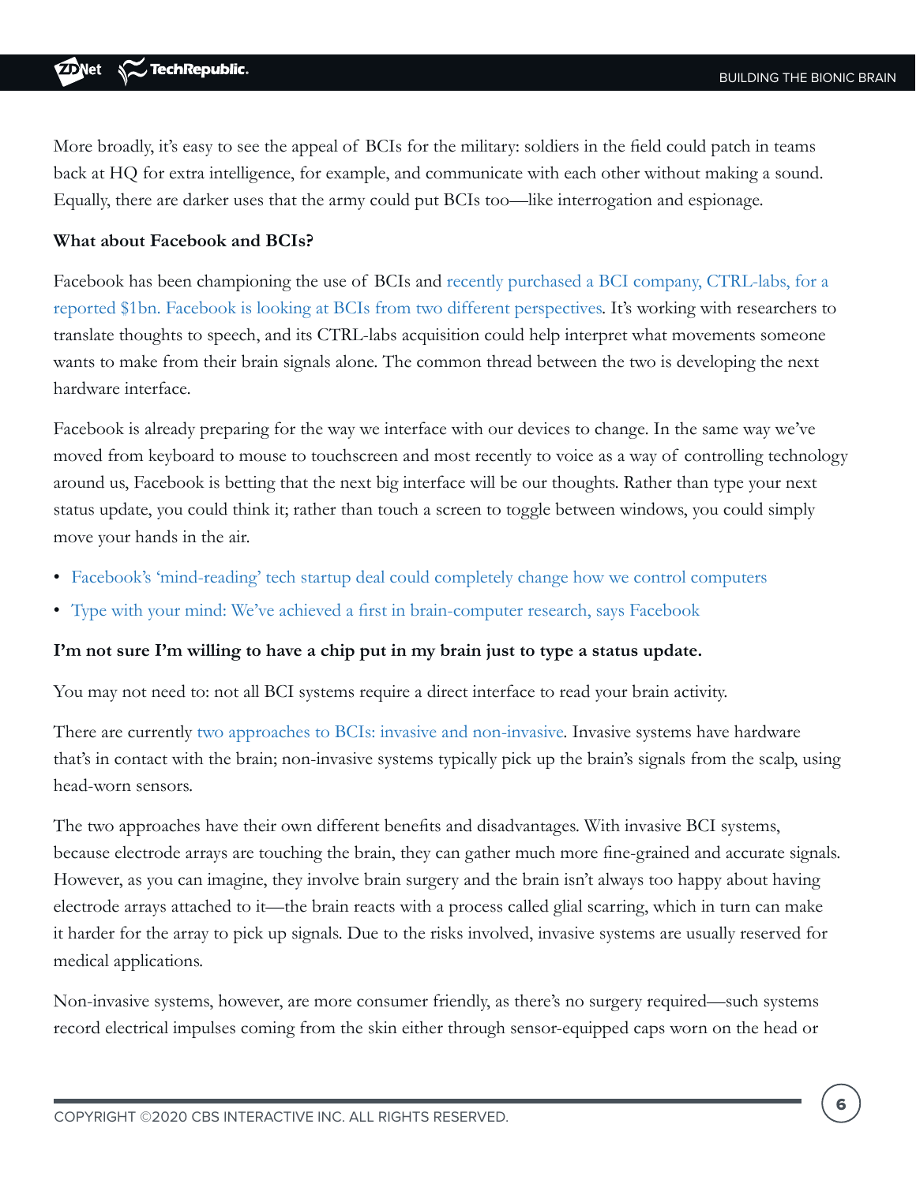More broadly, it's easy to see the appeal of BCIs for the military: soldiers in the field could patch in teams back at HQ for extra intelligence, for example, and communicate with each other without making a sound. Equally, there are darker uses that the army could put BCIs too—like interrogation and espionage.

**What about Facebook and BCIs?**

Facebook has been championing the use of BCIs and recently purchased a BCI company, CTRL-labs, for a reported $1bn. Facebook is looking at BCIs from two different perspectives. It's working with researchers to translate thoughts to speech, and its CTRL-labs acquisition could help interpret what movements someone wants to make from their brain signals alone. The common thread between the two is developing the next hardware interface.

Facebook is already preparing for the way we interface with our devices to change. In the same way we've moved from keyboard to mouse to touchscreen and most recently to voice as a way of controlling technology around us, Facebook is betting that the next big interface will be our thoughts. Rather than type your next status update, you could think it; rather than touch a screen to toggle between windows, you could simply move your hands in the air.

- Facebook's 'mind-reading' tech startup deal could completely change how we control computers
- Type with your mind: We've achieved a first in brain-computer research, says Facebook

**I'm not sure I'm willing to have a chip put in my brain just to type a status update.**

You may not need to: not all BCI systems require a direct interface to read your brain activity.

There are currently two approaches to BCIs: invasive and non-invasive. Invasive systems have hardware that's in contact with the brain; non-invasive systems typically pick up the brain's signals from the scalp, using head-worn sensors.

The two approaches have their own different benefits and disadvantages. With invasive BCI systems, because electrode arrays are touching the brain, they can gather much more fine-grained and accurate signals. However, as you can imagine, they involve brain surgery and the brain isn't always too happy about having electrode arrays attached to it—the brain reacts with a process called glial scarring, which in turn can make it harder for the array to pick up signals. Due to the risks involved, invasive systems are usually reserved for medical applications.

Non-invasive systems, however, are more consumer friendly, as there's no surgery required—such systems record electrical impulses coming from the skin either through sensor-equipped caps worn on the head or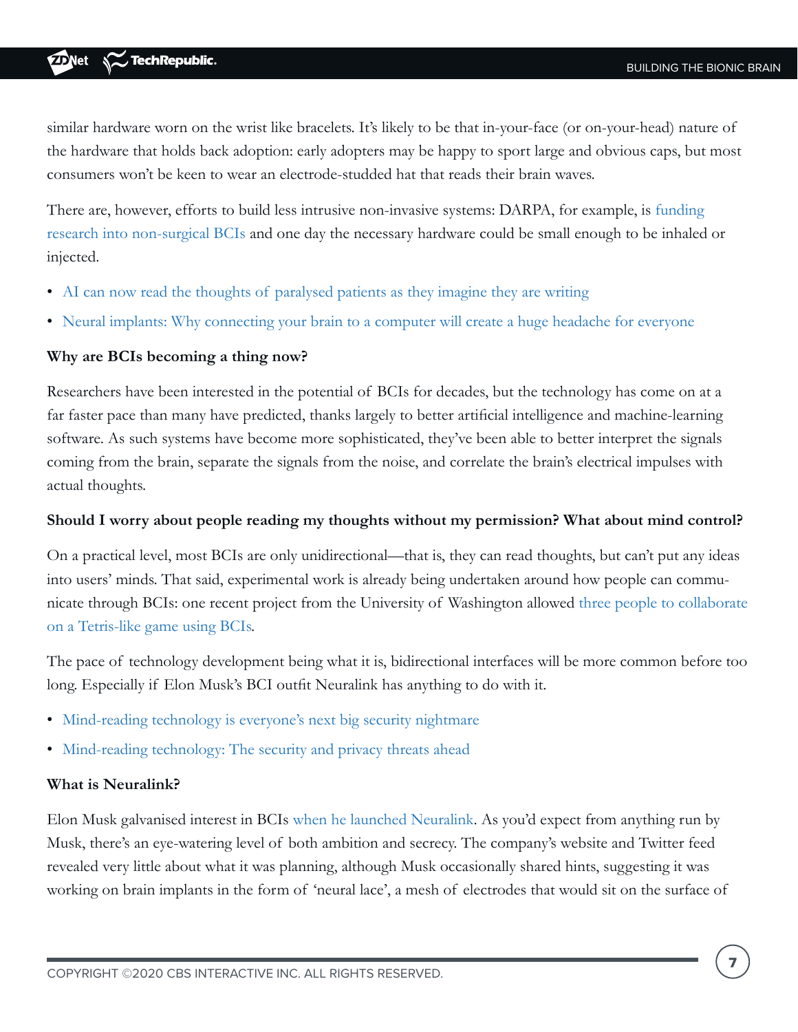similar hardware worn on the wrist like bracelets. It's likely to be that in-your-face (or on-your-head) nature of the hardware that holds back adoption: early adopters may be happy to sport large and obvious caps, but most consumers won't be keen to wear an electrode-studded hat that reads their brain waves.

There are, however, efforts to build less intrusive non-invasive systems: DARPA, for example, is funding research into non-surgical BCIs and one day the necessary hardware could be small enough to be inhaled or injected.

- AI can now read the thoughts of paralysed patients as they imagine they are writing
- Neural implants: Why connecting your brain to a computer will create a huge headache for everyone

### Why are BCIs becoming a thing now?

Researchers have been interested in the potential of BCIs for decades, but the technology has come on at a far faster pace than many have predicted, thanks largely to better artificial intelligence and machine-learning software. As such systems have become more sophisticated, they've been able to better interpret the signals coming from the brain, separate the signals from the noise, and correlate the brain's electrical impulses with actual thoughts.

### Should I worry about people reading my thoughts without my permission? What about mind control?

On a practical level, most BCIs are only unidirectional—that is, they can read thoughts, but can't put any ideas into users' minds. That said, experimental work is already being undertaken around how people can communicate through BCIs: one recent project from the University of Washington allowed three people to collaborate on a Tetris-like game using BCIs.

The pace of technology development being what it is, bidirectional interfaces will be more common before too long. Especially if Elon Musk's BCI outfit Neuralink has anything to do with it.

- Mind-reading technology is everyone's next big security nightmare
- Mind-reading technology: The security and privacy threats ahead

### What is Neuralink?

Elon Musk galvanised interest in BCIs when he launched Neuralink. As you'd expect from anything run by Musk, there's an eye-watering level of both ambition and secrecy. The company's website and Twitter feed revealed very little about what it was planning, although Musk occasionally shared hints, suggesting it was working on brain implants in the form of 'neural lace', a mesh of electrodes that would sit on the surface of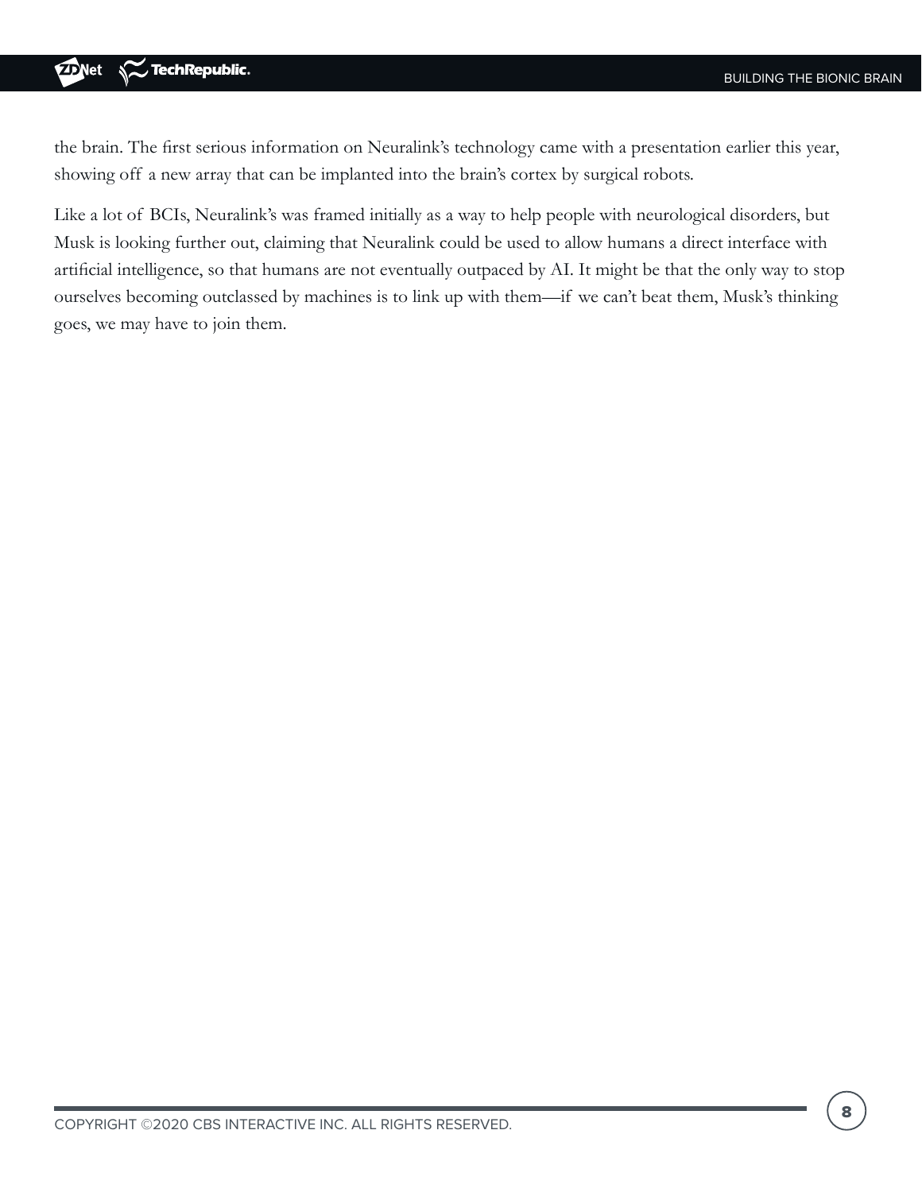the brain. The first serious information on Neuralink's technology came with a presentation earlier this year, showing off a new array that can be implanted into the brain's cortex by surgical robots.

Like a lot of BCIs, Neuralink's was framed initially as a way to help people with neurological disorders, but Musk is looking further out, claiming that Neuralink could be used to allow humans a direct interface with artificial intelligence, so that humans are not eventually outpaced by AI. It might be that the only way to stop ourselves becoming outclassed by machines is to link up with them—if we can't beat them, Musk's thinking goes, we may have to join them.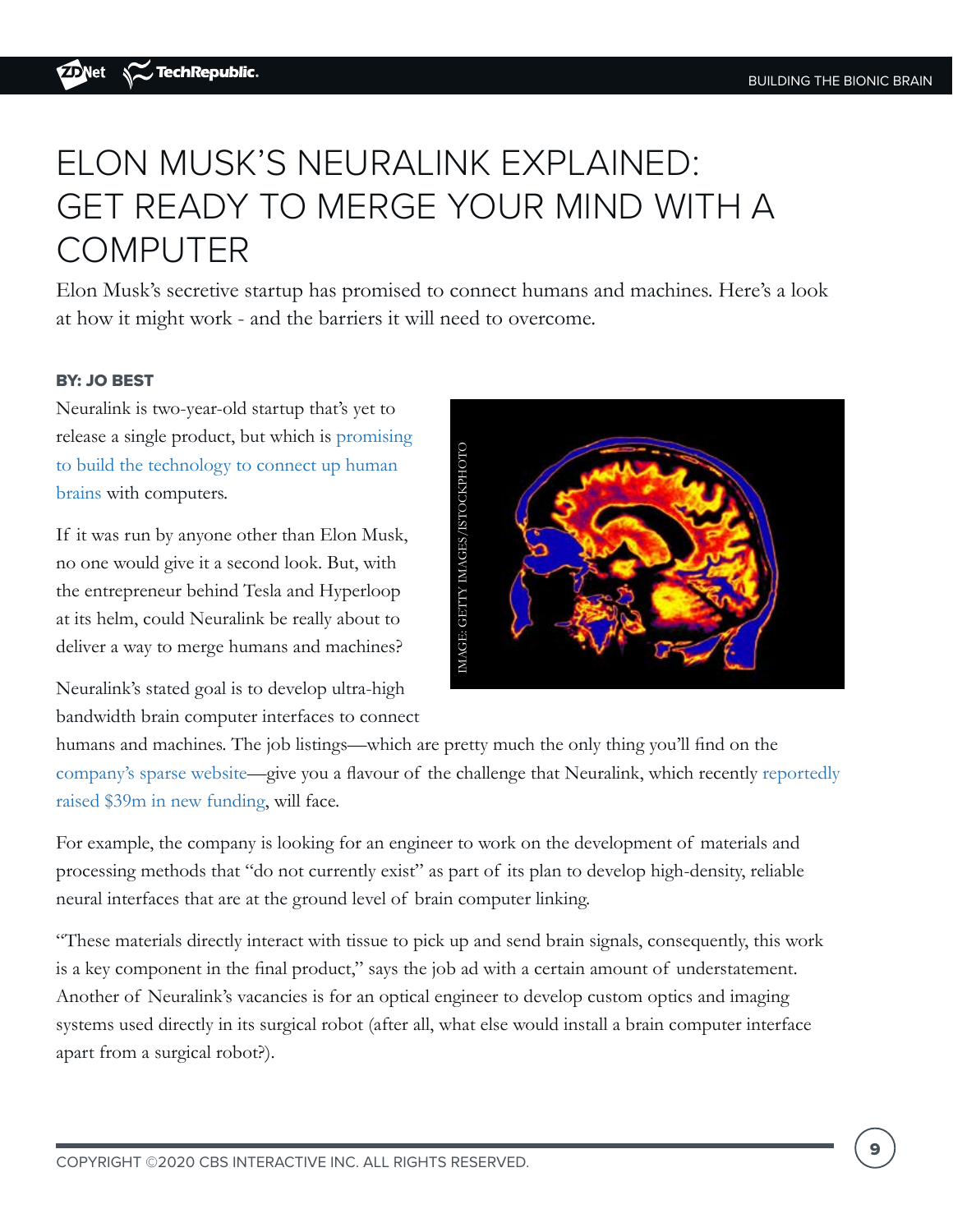# ELON MUSK'S NEURALINK EXPLAINED: GET READY TO MERGE YOUR MIND WITH A COMPUTER

Elon Musk's secretive startup has promised to connect humans and machines. Here's a look at how it might work - and the barriers it will need to overcome.

**BY: JO BEST**

Neuralink is two-year-old startup that's yet to release a single product, but which is promising to build the technology to connect up human brains with computers.

If it was run by anyone other than Elon Musk, no one would give it a second look. But, with the entrepreneur behind Tesla and Hyperloop at its helm, could Neuralink be really about to deliver a way to merge humans and machines?

IMAGE: GETTY IMAGES/ISTOCKPHOTO

Neuralink's stated goal is to develop ultra-high bandwidth brain computer interfaces to connect humans and machines. The job listings—which are pretty much the only thing you'll find on the company's sparse website—give you a flavour of the challenge that Neuralink, which recently reportedly raised $39m in new funding, will face.

For example, the company is looking for an engineer to work on the development of materials and processing methods that "do not currently exist" as part of its plan to develop high-density, reliable neural interfaces that are at the ground level of brain computer linking.

"These materials directly interact with tissue to pick up and send brain signals, consequently, this work is a key component in the final product," says the job ad with a certain amount of understatement. Another of Neuralink's vacancies is for an optical engineer to develop custom optics and imaging systems used directly in its surgical robot (after all, what else would install a brain computer interface apart from a surgical robot?).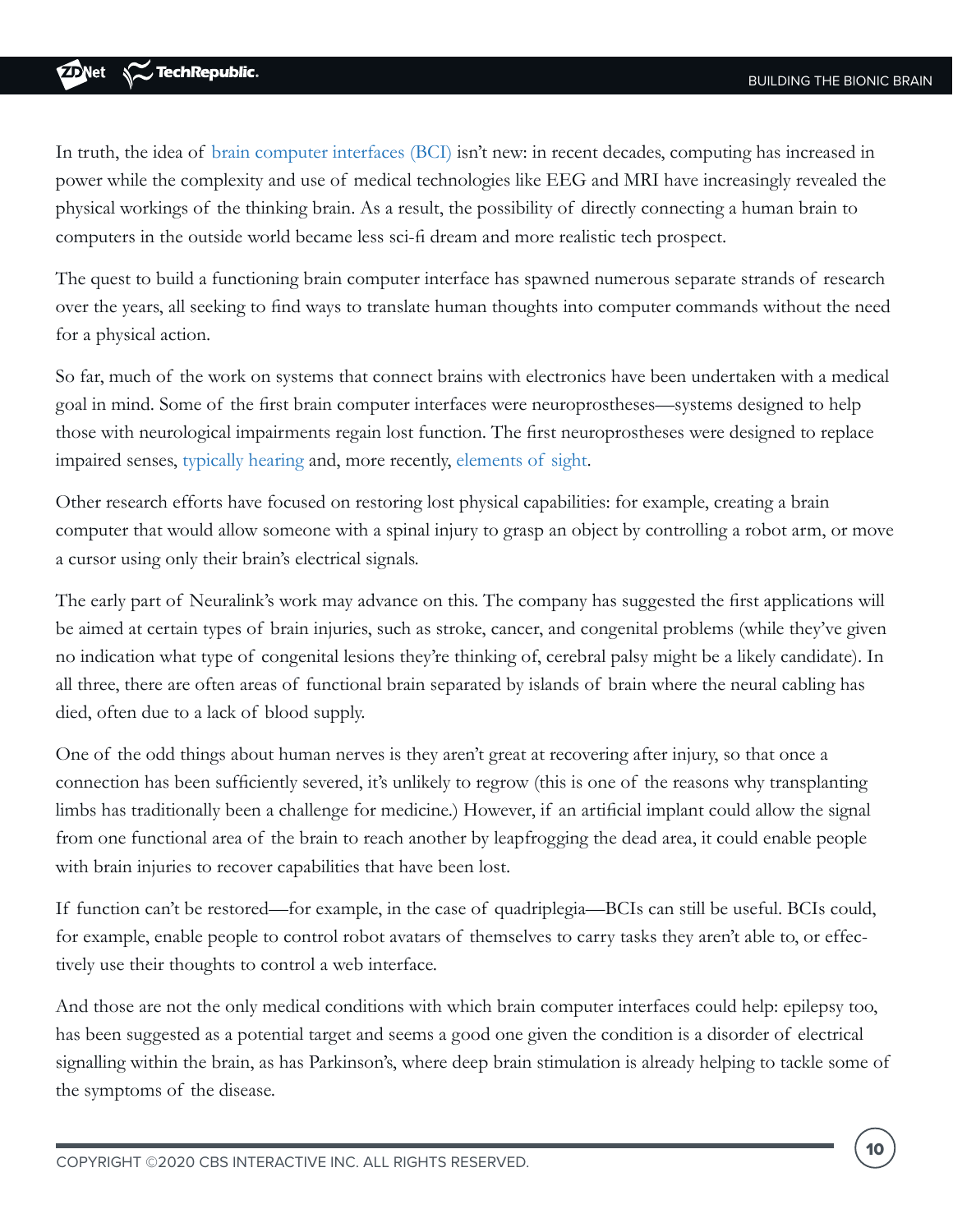In truth, the idea of brain computer interfaces (BCI) isn't new: in recent decades, computing has increased in power while the complexity and use of medical technologies like EEG and MRI have increasingly revealed the physical workings of the thinking brain. As a result, the possibility of directly connecting a human brain to computers in the outside world became less sci-fi dream and more realistic tech prospect.

The quest to build a functioning brain computer interface has spawned numerous separate strands of research over the years, all seeking to find ways to translate human thoughts into computer commands without the need for a physical action.

So far, much of the work on systems that connect brains with electronics have been undertaken with a medical goal in mind. Some of the first brain computer interfaces were neuroprostheses—systems designed to help those with neurological impairments regain lost function. The first neuroprostheses were designed to replace impaired senses, typically hearing and, more recently, elements of sight.

Other research efforts have focused on restoring lost physical capabilities: for example, creating a brain computer that would allow someone with a spinal injury to grasp an object by controlling a robot arm, or move a cursor using only their brain's electrical signals.

The early part of Neuralink's work may advance on this. The company has suggested the first applications will be aimed at certain types of brain injuries, such as stroke, cancer, and congenital problems (while they've given no indication what type of congenital lesions they're thinking of, cerebral palsy might be a likely candidate). In all three, there are often areas of functional brain separated by islands of brain where the neural cabling has died, often due to a lack of blood supply.

One of the odd things about human nerves is they aren't great at recovering after injury, so that once a connection has been sufficiently severed, it's unlikely to regrow (this is one of the reasons why transplanting limbs has traditionally been a challenge for medicine.) However, if an artificial implant could allow the signal from one functional area of the brain to reach another by leapfrogging the dead area, it could enable people with brain injuries to recover capabilities that have been lost.

If function can't be restored—for example, in the case of quadriplegia—BCIs can still be useful. BCIs could, for example, enable people to control robot avatars of themselves to carry tasks they aren't able to, or effectively use their thoughts to control a web interface.

And those are not the only medical conditions with which brain computer interfaces could help: epilepsy too, has been suggested as a potential target and seems a good one given the condition is a disorder of electrical signalling within the brain, as has Parkinson's, where deep brain stimulation is already helping to tackle some of the symptoms of the disease.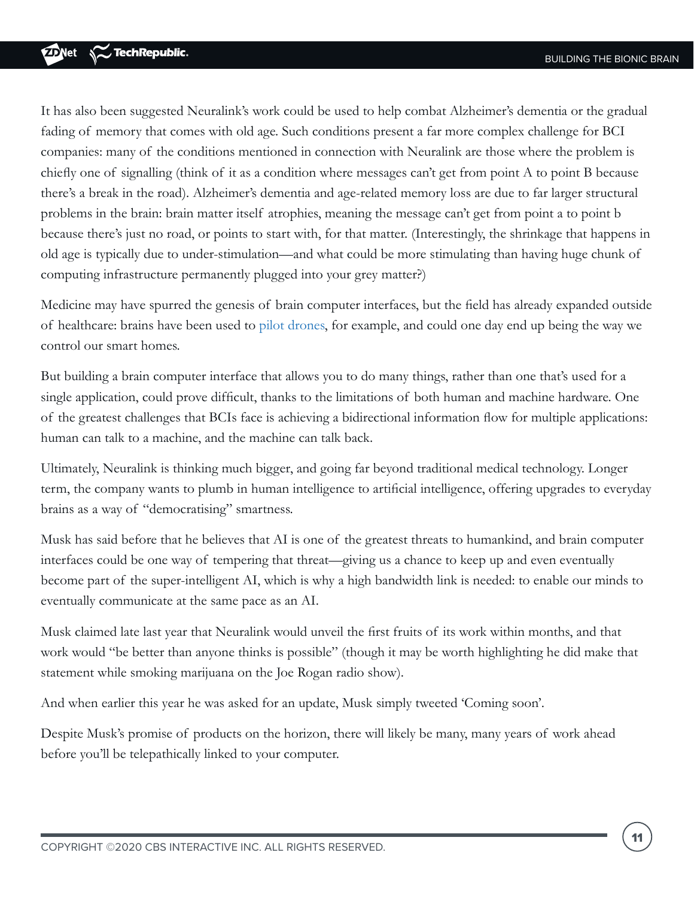It has also been suggested Neuralink's work could be used to help combat Alzheimer's dementia or the gradual fading of memory that comes with old age. Such conditions present a far more complex challenge for BCI companies: many of the conditions mentioned in connection with Neuralink are those where the problem is chiefly one of signalling (think of it as a condition where messages can't get from point A to point B because there's a break in the road). Alzheimer's dementia and age-related memory loss are due to far larger structural problems in the brain: brain matter itself atrophies, meaning the message can't get from point a to point b because there's just no road, or points to start with, for that matter. (Interestingly, the shrinkage that happens in old age is typically due to under-stimulation—and what could be more stimulating than having huge chunk of computing infrastructure permanently plugged into your grey matter?)

Medicine may have spurred the genesis of brain computer interfaces, but the field has already expanded outside of healthcare: brains have been used to pilot drones, for example, and could one day end up being the way we control our smart homes.

But building a brain computer interface that allows you to do many things, rather than one that's used for a single application, could prove difficult, thanks to the limitations of both human and machine hardware. One of the greatest challenges that BCIs face is achieving a bidirectional information flow for multiple applications: human can talk to a machine, and the machine can talk back.

Ultimately, Neuralink is thinking much bigger, and going far beyond traditional medical technology. Longer term, the company wants to plumb in human intelligence to artificial intelligence, offering upgrades to everyday brains as a way of "democratising" smartness.

Musk has said before that he believes that AI is one of the greatest threats to humankind, and brain computer interfaces could be one way of tempering that threat—giving us a chance to keep up and even eventually become part of the super-intelligent AI, which is why a high bandwidth link is needed: to enable our minds to eventually communicate at the same pace as an AI.

Musk claimed late last year that Neuralink would unveil the first fruits of its work within months, and that work would "be better than anyone thinks is possible" (though it may be worth highlighting he did make that statement while smoking marijuana on the Joe Rogan radio show).

And when earlier this year he was asked for an update, Musk simply tweeted 'Coming soon'.

Despite Musk's promise of products on the horizon, there will likely be many, many years of work ahead before you'll be telepathically linked to your computer.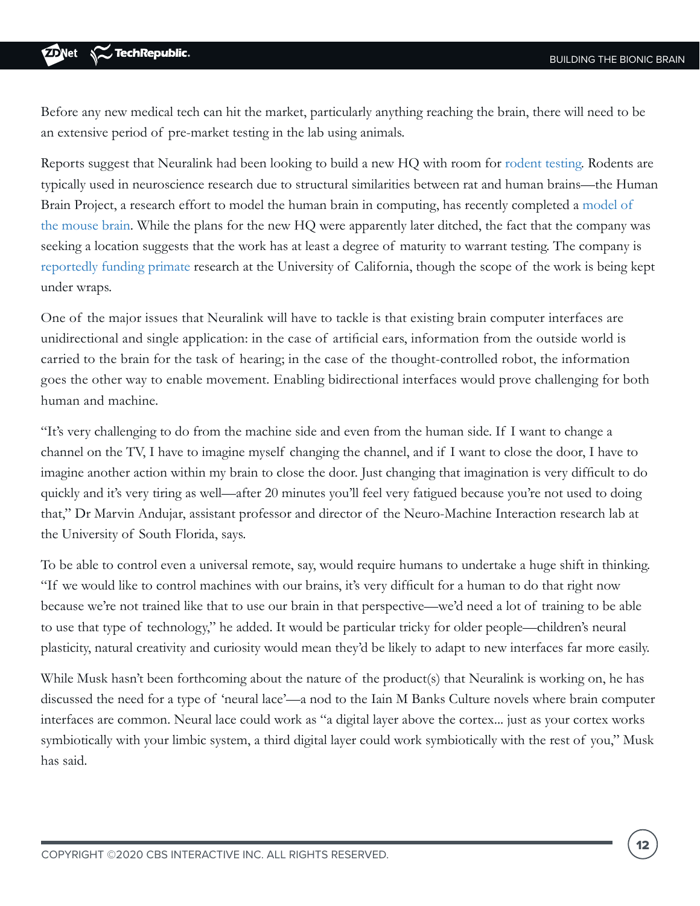Before any new medical tech can hit the market, particularly anything reaching the brain, there will need to be an extensive period of pre-market testing in the lab using animals.

Reports suggest that Neuralink had been looking to build a new HQ with room for rodent testing. Rodents are typically used in neuroscience research due to structural similarities between rat and human brains—the Human Brain Project, a research effort to model the human brain in computing, has recently completed a model of the mouse brain. While the plans for the new HQ were apparently later ditched, the fact that the company was seeking a location suggests that the work has at least a degree of maturity to warrant testing. The company is reportedly funding primate research at the University of California, though the scope of the work is being kept under wraps.

One of the major issues that Neuralink will have to tackle is that existing brain computer interfaces are unidirectional and single application: in the case of artificial ears, information from the outside world is carried to the brain for the task of hearing; in the case of the thought-controlled robot, the information goes the other way to enable movement. Enabling bidirectional interfaces would prove challenging for both human and machine.

"It's very challenging to do from the machine side and even from the human side. If I want to change a channel on the TV, I have to imagine myself changing the channel, and if I want to close the door, I have to imagine another action within my brain to close the door. Just changing that imagination is very difficult to do quickly and it's very tiring as well—after 20 minutes you'll feel very fatigued because you're not used to doing that," Dr Marvin Andujar, assistant professor and director of the Neuro-Machine Interaction research lab at the University of South Florida, says.

To be able to control even a universal remote, say, would require humans to undertake a huge shift in thinking. "If we would like to control machines with our brains, it's very difficult for a human to do that right now because we're not trained like that to use our brain in that perspective—we'd need a lot of training to be able to use that type of technology," he added. It would be particular tricky for older people—children's neural plasticity, natural creativity and curiosity would mean they'd be likely to adapt to new interfaces far more easily.

While Musk hasn't been forthcoming about the nature of the product(s) that Neuralink is working on, he has discussed the need for a type of 'neural lace'—a nod to the Iain M Banks Culture novels where brain computer interfaces are common. Neural lace could work as "a digital layer above the cortex... just as your cortex works symbiotically with your limbic system, a third digital layer could work symbiotically with the rest of you," Musk has said.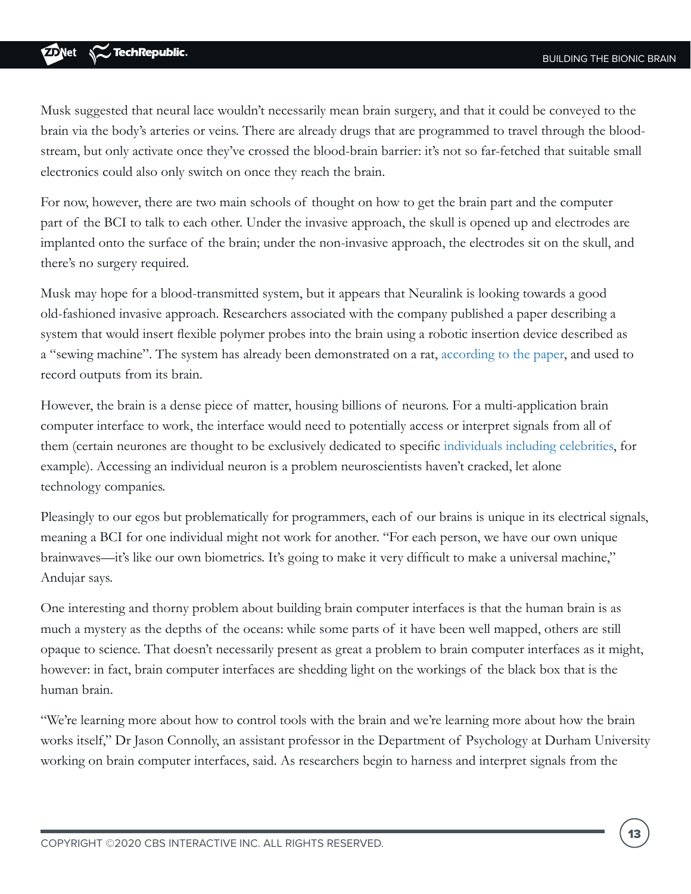Musk suggested that neural lace wouldn't necessarily mean brain surgery, and that it could be conveyed to the brain via the body's arteries or veins. There are already drugs that are programmed to travel through the blood-stream, but only activate once they've crossed the blood-brain barrier: it's not so far-fetched that suitable small electronics could also only switch on once they reach the brain.

For now, however, there are two main schools of thought on how to get the brain part and the computer part of the BCI to talk to each other. Under the invasive approach, the skull is opened up and electrodes are implanted onto the surface of the brain; under the non-invasive approach, the electrodes sit on the skull, and there's no surgery required.

Musk may hope for a blood-transmitted system, but it appears that Neuralink is looking towards a good old-fashioned invasive approach. Researchers associated with the company published a paper describing a system that would insert flexible polymer probes into the brain using a robotic insertion device described as a "sewing machine". The system has already been demonstrated on a rat, according to the paper, and used to record outputs from its brain.

However, the brain is a dense piece of matter, housing billions of neurons. For a multi-application brain computer interface to work, the interface would need to potentially access or interpret signals from all of them (certain neurones are thought to be exclusively dedicated to specific individuals including celebrities, for example). Accessing an individual neuron is a problem neuroscientists haven't cracked, let alone technology companies.

Pleasingly to our egos but problematically for programmers, each of our brains is unique in its electrical signals, meaning a BCI for one individual might not work for another. "For each person, we have our own unique brainwaves—it's like our own biometrics. It's going to make it very difficult to make a universal machine," Andujar says.

One interesting and thorny problem about building brain computer interfaces is that the human brain is as much a mystery as the depths of the oceans: while some parts of it have been well mapped, others are still opaque to science. That doesn't necessarily present as great a problem to brain computer interfaces as it might, however: in fact, brain computer interfaces are shedding light on the workings of the black box that is the human brain.

"We're learning more about how to control tools with the brain and we're learning more about how the brain works itself," Dr Jason Connolly, an assistant professor in the Department of Psychology at Durham University working on brain computer interfaces, said. As researchers begin to harness and interpret signals from the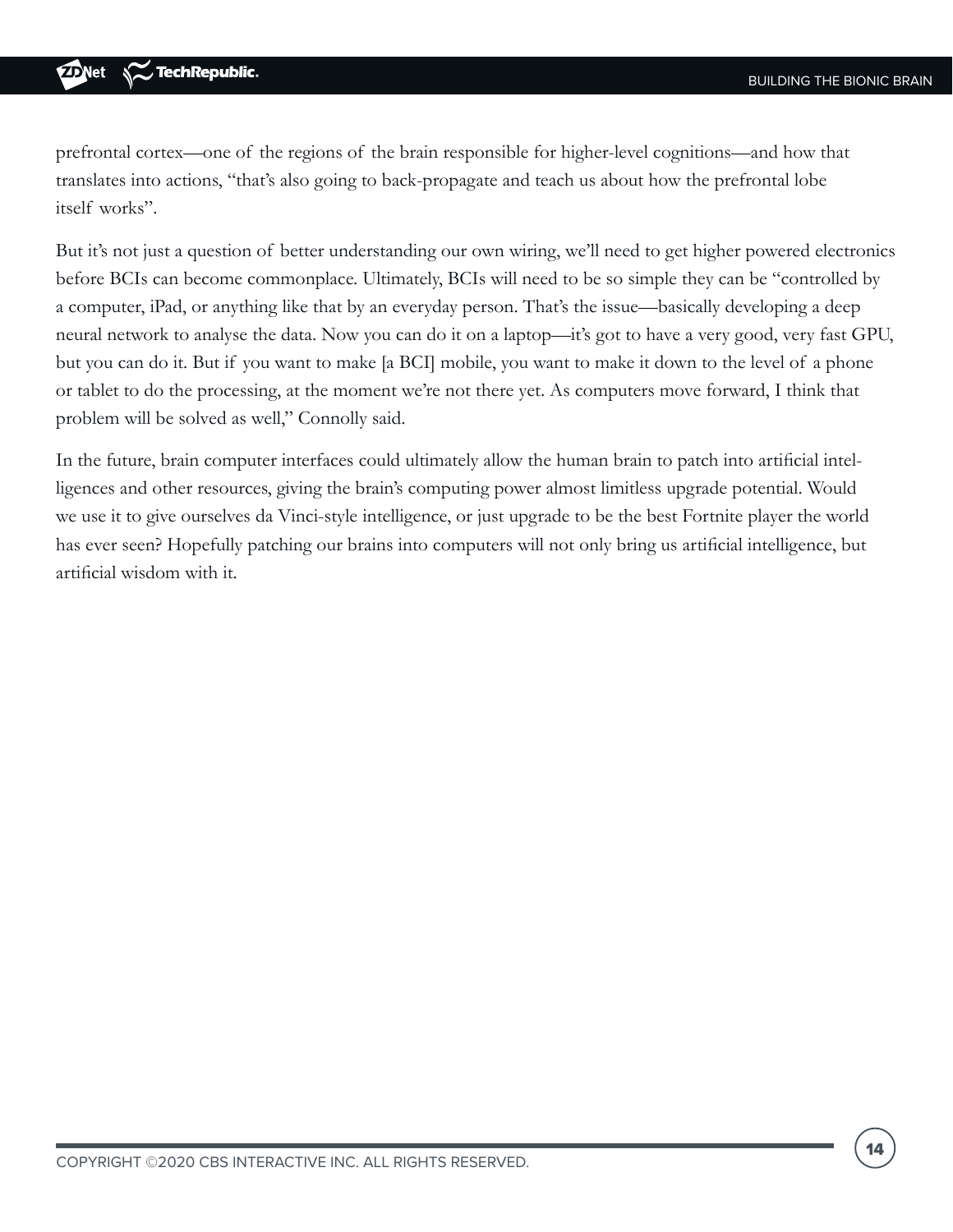prefrontal cortex—one of the regions of the brain responsible for higher-level cognitions—and how that translates into actions, "that's also going to back-propagate and teach us about how the prefrontal lobe itself works".

But it's not just a question of better understanding our own wiring, we'll need to get higher powered electronics before BCIs can become commonplace. Ultimately, BCIs will need to be so simple they can be "controlled by a computer, iPad, or anything like that by an everyday person. That's the issue—basically developing a deep neural network to analyse the data. Now you can do it on a laptop—it's got to have a very good, very fast GPU, but you can do it. But if you want to make [a BCI] mobile, you want to make it down to the level of a phone or tablet to do the processing, at the moment we're not there yet. As computers move forward, I think that problem will be solved as well," Connolly said.

In the future, brain computer interfaces could ultimately allow the human brain to patch into artificial intelligences and other resources, giving the brain's computing power almost limitless upgrade potential. Would we use it to give ourselves da Vinci-style intelligence, or just upgrade to be the best Fortnite player the world has ever seen? Hopefully patching our brains into computers will not only bring us artificial intelligence, but artificial wisdom with it.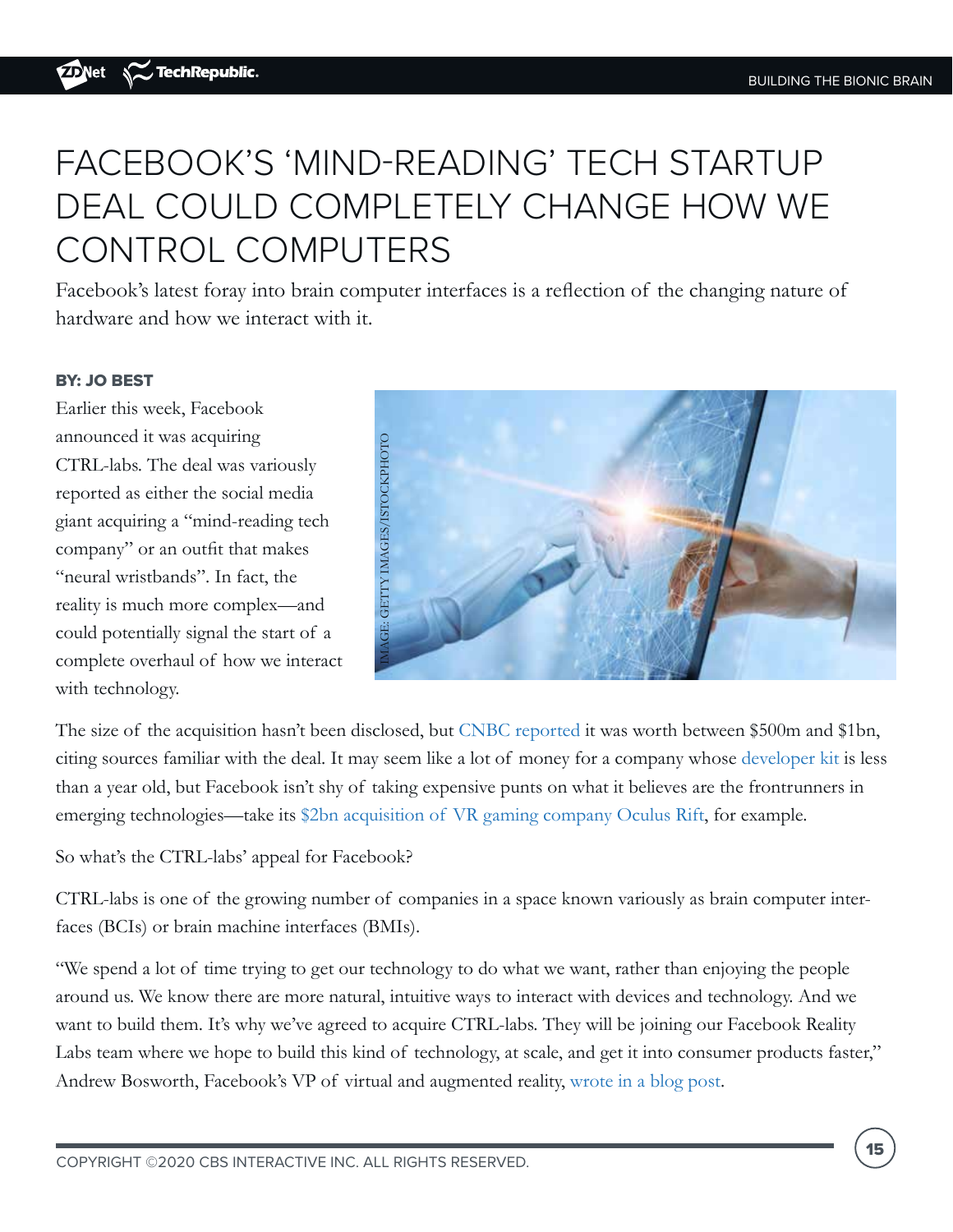# FACEBOOK'S 'MIND-READING' TECH STARTUP DEAL COULD COMPLETELY CHANGE HOW WE CONTROL COMPUTERS

Facebook's latest foray into brain computer interfaces is a reflection of the changing nature of hardware and how we interact with it.

**BY: JO BEST**

Earlier this week, Facebook announced it was acquiring CTRL-labs. The deal was variously reported as either the social media giant acquiring a "mind-reading tech company" or an outfit that makes "neural wristbands". In fact, the reality is much more complex—and could potentially signal the start of a complete overhaul of how we interact with technology.

IMAGE: GETTY IMAGES/ISTOCKPHOTO

The size of the acquisition hasn't been disclosed, but CNBC reported it was worth between $500m and $1bn, citing sources familiar with the deal. It may seem like a lot of money for a company whose developer kit is less than a year old, but Facebook isn't shy of taking expensive punts on what it believes are the frontrunners in emerging technologies—take its $2bn acquisition of VR gaming company Oculus Rift, for example.

So what's the CTRL-labs' appeal for Facebook?

CTRL-labs is one of the growing number of companies in a space known variously as brain computer interfaces (BCIs) or brain machine interfaces (BMIs).

"We spend a lot of time trying to get our technology to do what we want, rather than enjoying the people around us. We know there are more natural, intuitive ways to interact with devices and technology. And we want to build them. It's why we've agreed to acquire CTRL-labs. They will be joining our Facebook Reality Labs team where we hope to build this kind of technology, at scale, and get it into consumer products faster," Andrew Bosworth, Facebook's VP of virtual and augmented reality, wrote in a blog post.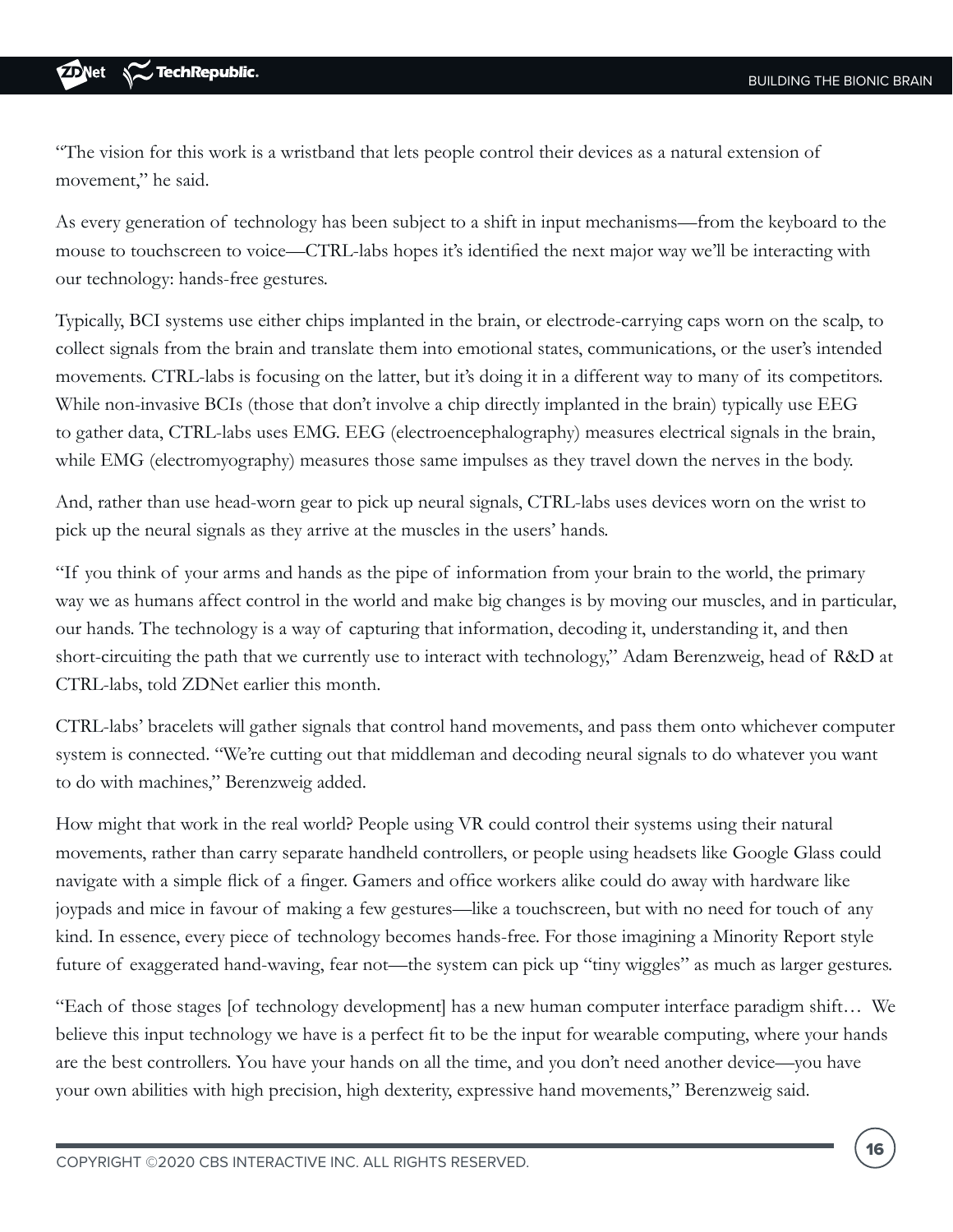"The vision for this work is a wristband that lets people control their devices as a natural extension of movement," he said.

As every generation of technology has been subject to a shift in input mechanisms—from the keyboard to the mouse to touchscreen to voice—CTRL-labs hopes it's identified the next major way we'll be interacting with our technology: hands-free gestures.

Typically, BCI systems use either chips implanted in the brain, or electrode-carrying caps worn on the scalp, to collect signals from the brain and translate them into emotional states, communications, or the user's intended movements. CTRL-labs is focusing on the latter, but it's doing it in a different way to many of its competitors. While non-invasive BCIs (those that don't involve a chip directly implanted in the brain) typically use EEG to gather data, CTRL-labs uses EMG. EEG (electroencephalography) measures electrical signals in the brain, while EMG (electromyography) measures those same impulses as they travel down the nerves in the body.

And, rather than use head-worn gear to pick up neural signals, CTRL-labs uses devices worn on the wrist to pick up the neural signals as they arrive at the muscles in the users' hands.

"If you think of your arms and hands as the pipe of information from your brain to the world, the primary way we as humans affect control in the world and make big changes is by moving our muscles, and in particular, our hands. The technology is a way of capturing that information, decoding it, understanding it, and then short-circuiting the path that we currently use to interact with technology," Adam Berenzweig, head of R&D at CTRL-labs, told ZDNet earlier this month.

CTRL-labs' bracelets will gather signals that control hand movements, and pass them onto whichever computer system is connected. "We're cutting out that middleman and decoding neural signals to do whatever you want to do with machines," Berenzweig added.

How might that work in the real world? People using VR could control their systems using their natural movements, rather than carry separate handheld controllers, or people using headsets like Google Glass could navigate with a simple flick of a finger. Gamers and office workers alike could do away with hardware like joypads and mice in favour of making a few gestures—like a touchscreen, but with no need for touch of any kind. In essence, every piece of technology becomes hands-free. For those imagining a Minority Report style future of exaggerated hand-waving, fear not—the system can pick up "tiny wiggles" as much as larger gestures.

"Each of those stages [of technology development] has a new human computer interface paradigm shift… We believe this input technology we have is a perfect fit to be the input for wearable computing, where your hands are the best controllers. You have your hands on all the time, and you don't need another device—you have your own abilities with high precision, high dexterity, expressive hand movements," Berenzweig said.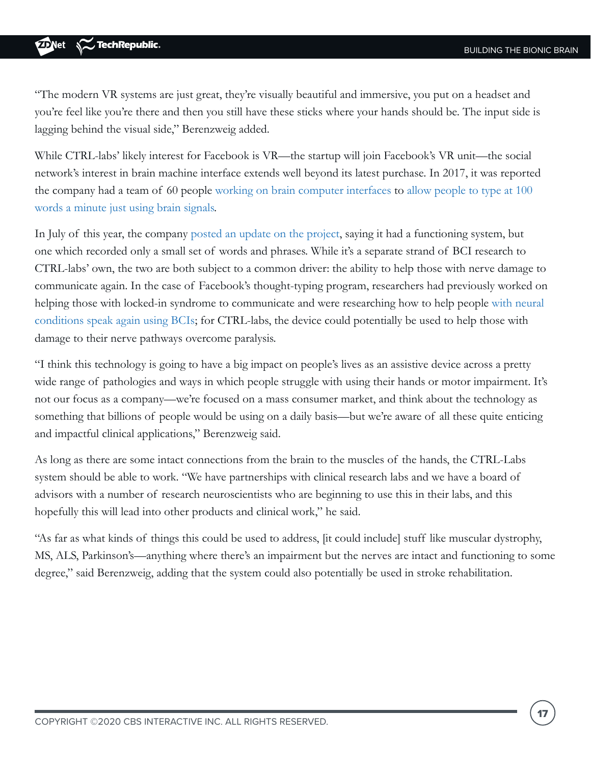"The modern VR systems are just great, they're visually beautiful and immersive, you put on a headset and you're feel like you're there and then you still have these sticks where your hands should be. The input side is lagging behind the visual side," Berenzweig added.

While CTRL-labs' likely interest for Facebook is VR—the startup will join Facebook's VR unit—the social network's interest in brain machine interface extends well beyond its latest purchase. In 2017, it was reported the company had a team of 60 people working on brain computer interfaces to allow people to type at 100 words a minute just using brain signals.

In July of this year, the company posted an update on the project, saying it had a functioning system, but one which recorded only a small set of words and phrases. While it's a separate strand of BCI research to CTRL-labs' own, the two are both subject to a common driver: the ability to help those with nerve damage to communicate again. In the case of Facebook's thought-typing program, researchers had previously worked on helping those with locked-in syndrome to communicate and were researching how to help people with neural conditions speak again using BCIs; for CTRL-labs, the device could potentially be used to help those with damage to their nerve pathways overcome paralysis.

"I think this technology is going to have a big impact on people's lives as an assistive device across a pretty wide range of pathologies and ways in which people struggle with using their hands or motor impairment. It's not our focus as a company—we're focused on a mass consumer market, and think about the technology as something that billions of people would be using on a daily basis—but we're aware of all these quite enticing and impactful clinical applications," Berenzweig said.

As long as there are some intact connections from the brain to the muscles of the hands, the CTRL-Labs system should be able to work. "We have partnerships with clinical research labs and we have a board of advisors with a number of research neuroscientists who are beginning to use this in their labs, and this hopefully this will lead into other products and clinical work," he said.

"As far as what kinds of things this could be used to address, [it could include] stuff like muscular dystrophy, MS, ALS, Parkinson's—anything where there's an impairment but the nerves are intact and functioning to some degree," said Berenzweig, adding that the system could also potentially be used in stroke rehabilitation.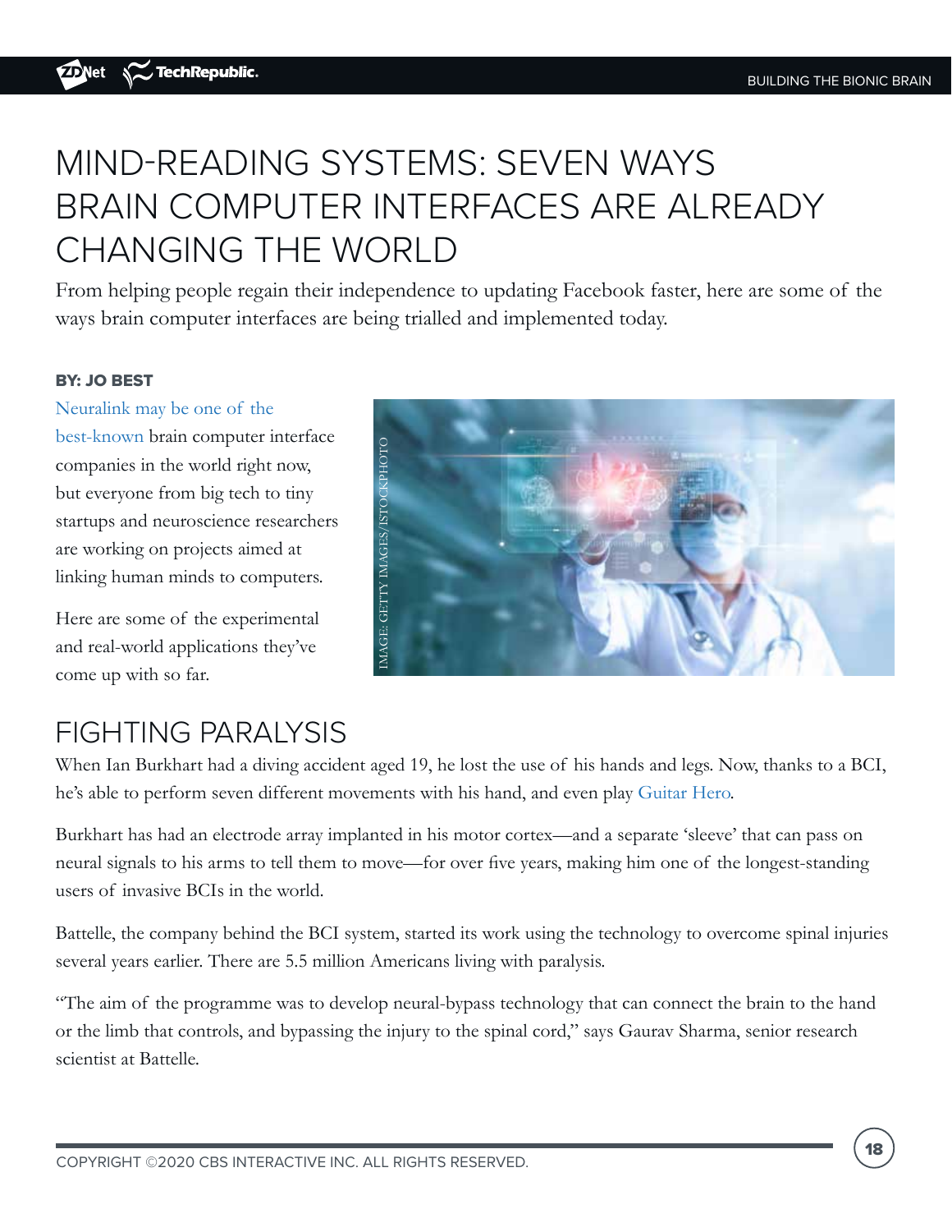# MIND-READING SYSTEMS: SEVEN WAYS BRAIN COMPUTER INTERFACES ARE ALREADY CHANGING THE WORLD

From helping people regain their independence to updating Facebook faster, here are some of the ways brain computer interfaces are being trialled and implemented today.

**BY: JO BEST**

Neuralink may be one of the best-known brain computer interface companies in the world right now, but everyone from big tech to tiny startups and neuroscience researchers are working on projects aimed at linking human minds to computers.

Here are some of the experimental and real-world applications they've come up with so far.

IMAGE: GETTY IMAGES/ISTOCKPHOTO

## FIGHTING PARALYSIS

When Ian Burkhart had a diving accident aged 19, he lost the use of his hands and legs. Now, thanks to a BCI, he's able to perform seven different movements with his hand, and even play Guitar Hero.

Burkhart has had an electrode array implanted in his motor cortex—and a separate 'sleeve' that can pass on neural signals to his arms to tell them to move—for over five years, making him one of the longest-standing users of invasive BCIs in the world.

Battelle, the company behind the BCI system, started its work using the technology to overcome spinal injuries several years earlier. There are 5.5 million Americans living with paralysis.

"The aim of the programme was to develop neural-bypass technology that can connect the brain to the hand or the limb that controls, and bypassing the injury to the spinal cord," says Gaurav Sharma, senior research scientist at Battelle.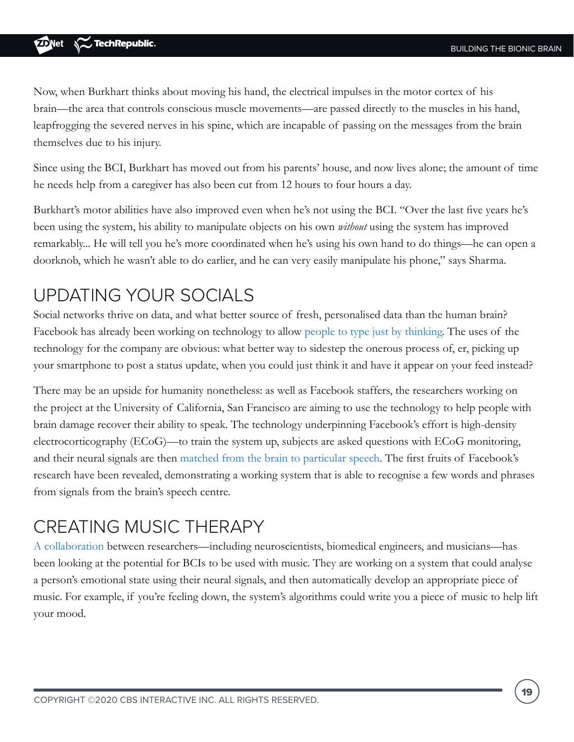Now, when Burkhart thinks about moving his hand, the electrical impulses in the motor cortex of his brain—the area that controls conscious muscle movements—are passed directly to the muscles in his hand, leapfrogging the severed nerves in his spine, which are incapable of passing on the messages from the brain themselves due to his injury.

Since using the BCI, Burkhart has moved out from his parents' house, and now lives alone; the amount of time he needs help from a caregiver has also been cut from 12 hours to four hours a day.

Burkhart's motor abilities have also improved even when he's not using the BCI. "Over the last five years he's been using the system, his ability to manipulate objects on his own *without* using the system has improved remarkably... He will tell you he's more coordinated when he's using his own hand to do things—he can open a doorknob, which he wasn't able to do earlier, and he can very easily manipulate his phone," says Sharma.

## UPDATING YOUR SOCIALS

Social networks thrive on data, and what better source of fresh, personalised data than the human brain? Facebook has already been working on technology to allow people to type just by thinking. The uses of the technology for the company are obvious: what better way to sidestep the onerous process of, er, picking up your smartphone to post a status update, when you could just think it and have it appear on your feed instead?

There may be an upside for humanity nonetheless: as well as Facebook staffers, the researchers working on the project at the University of California, San Francisco are aiming to use the technology to help people with brain damage recover their ability to speak. The technology underpinning Facebook's effort is high-density electrocorticography (ECoG)—to train the system up, subjects are asked questions with ECoG monitoring, and their neural signals are then matched from the brain to particular speech. The first fruits of Facebook's research have been revealed, demonstrating a working system that is able to recognise a few words and phrases from signals from the brain's speech centre.

## CREATING MUSIC THERAPY

A collaboration between researchers—including neuroscientists, biomedical engineers, and musicians—has been looking at the potential for BCIs to be used with music. They are working on a system that could analyse a person's emotional state using their neural signals, and then automatically develop an appropriate piece of music. For example, if you're feeling down, the system's algorithms could write you a piece of music to help lift your mood.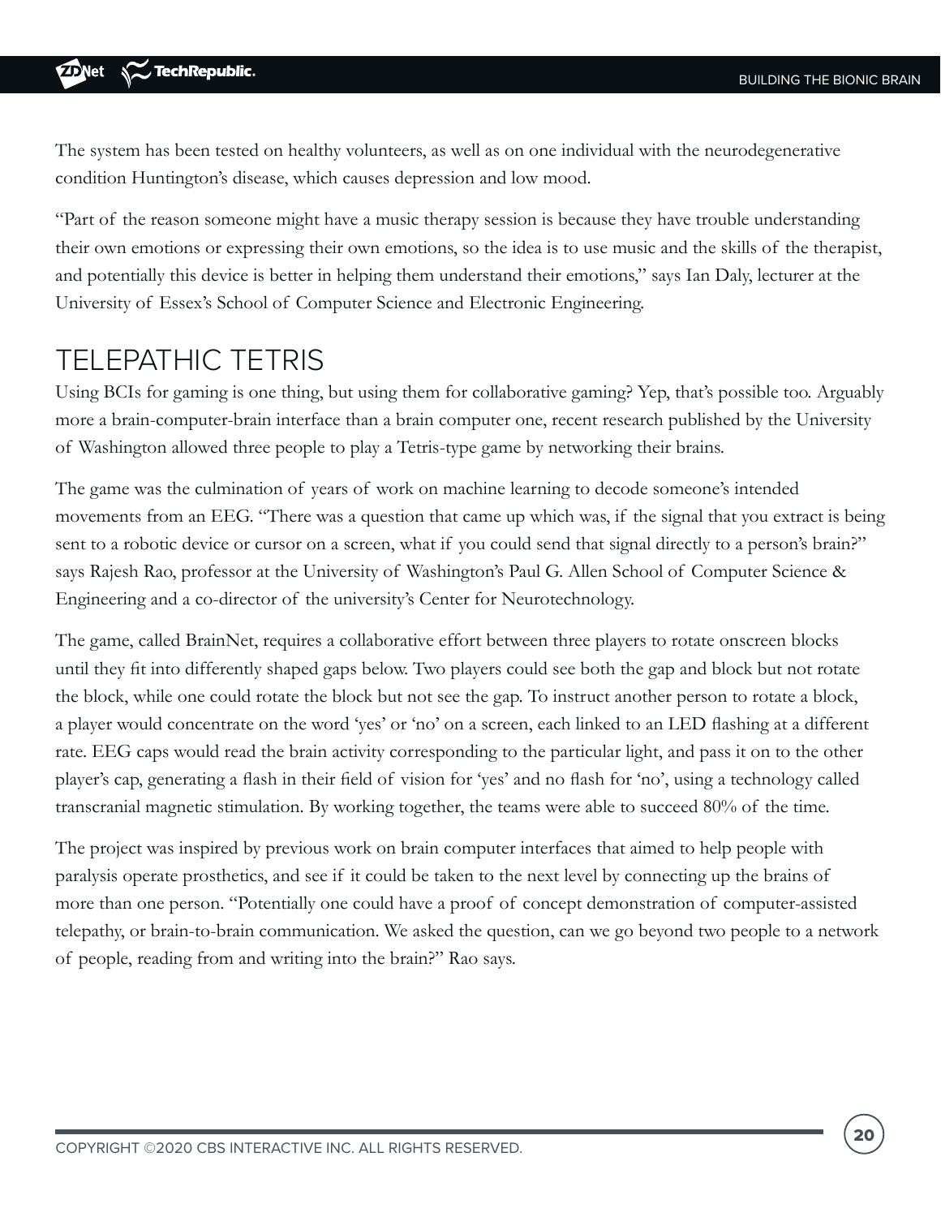The system has been tested on healthy volunteers, as well as on one individual with the neurodegenerative condition Huntington's disease, which causes depression and low mood.

"Part of the reason someone might have a music therapy session is because they have trouble understanding their own emotions or expressing their own emotions, so the idea is to use music and the skills of the therapist, and potentially this device is better in helping them understand their emotions," says Ian Daly, lecturer at the University of Essex's School of Computer Science and Electronic Engineering.

## TELEPATHIC TETRIS

Using BCIs for gaming is one thing, but using them for collaborative gaming? Yep, that's possible too. Arguably more a brain-computer-brain interface than a brain computer one, recent research published by the University of Washington allowed three people to play a Tetris-type game by networking their brains.

The game was the culmination of years of work on machine learning to decode someone's intended movements from an EEG. "There was a question that came up which was, if the signal that you extract is being sent to a robotic device or cursor on a screen, what if you could send that signal directly to a person's brain?" says Rajesh Rao, professor at the University of Washington's Paul G. Allen School of Computer Science & Engineering and a co-director of the university's Center for Neurotechnology.

The game, called BrainNet, requires a collaborative effort between three players to rotate onscreen blocks until they fit into differently shaped gaps below. Two players could see both the gap and block but not rotate the block, while one could rotate the block but not see the gap. To instruct another person to rotate a block, a player would concentrate on the word 'yes' or 'no' on a screen, each linked to an LED flashing at a different rate. EEG caps would read the brain activity corresponding to the particular light, and pass it on to the other player's cap, generating a flash in their field of vision for 'yes' and no flash for 'no', using a technology called transcranial magnetic stimulation. By working together, the teams were able to succeed 80% of the time.

The project was inspired by previous work on brain computer interfaces that aimed to help people with paralysis operate prosthetics, and see if it could be taken to the next level by connecting up the brains of more than one person. "Potentially one could have a proof of concept demonstration of computer-assisted telepathy, or brain-to-brain communication. We asked the question, can we go beyond two people to a network of people, reading from and writing into the brain?" Rao says.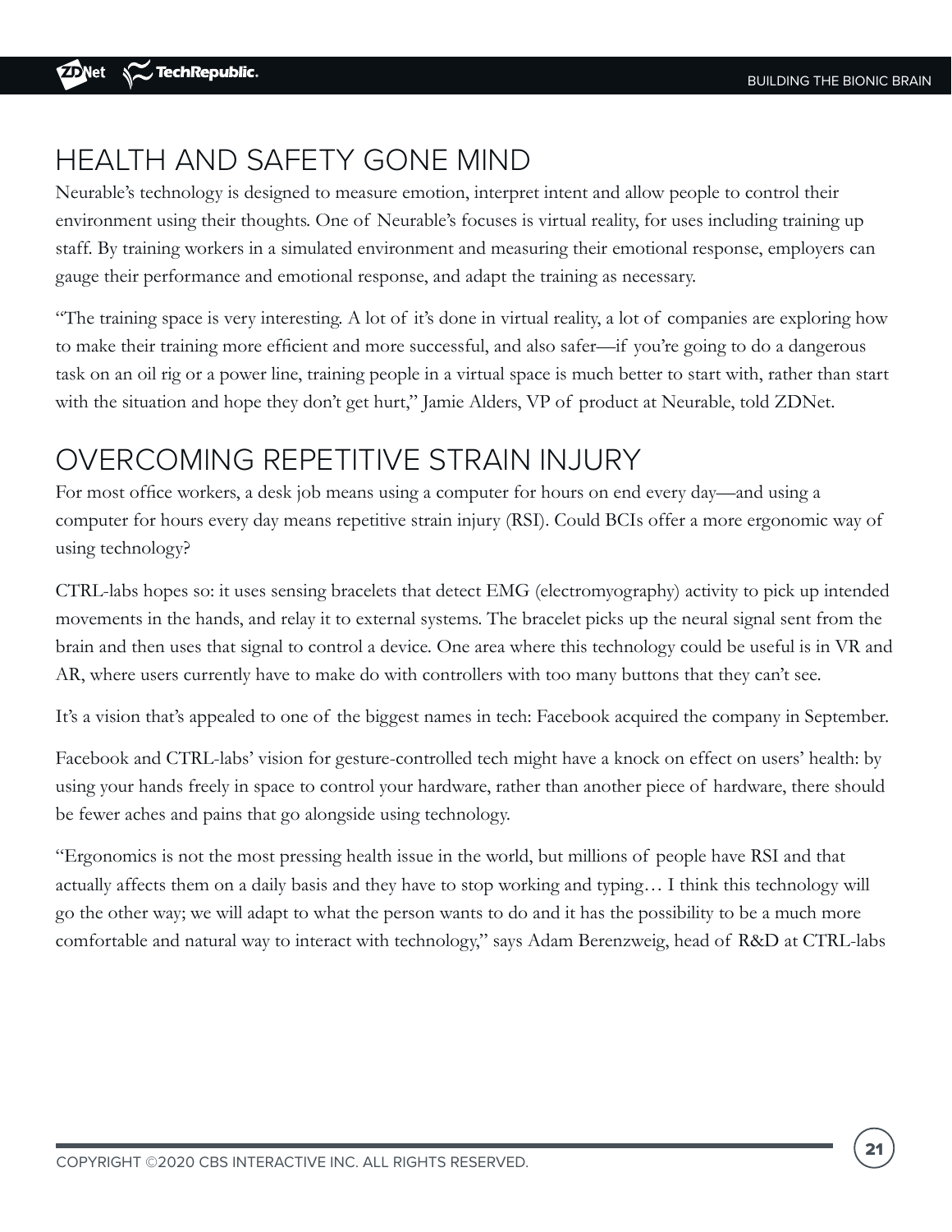## HEALTH AND SAFETY GONE MIND

Neurable's technology is designed to measure emotion, interpret intent and allow people to control their environment using their thoughts. One of Neurable's focuses is virtual reality, for uses including training up staff. By training workers in a simulated environment and measuring their emotional response, employers can gauge their performance and emotional response, and adapt the training as necessary.

"The training space is very interesting. A lot of it's done in virtual reality, a lot of companies are exploring how to make their training more efficient and more successful, and also safer—if you're going to do a dangerous task on an oil rig or a power line, training people in a virtual space is much better to start with, rather than start with the situation and hope they don't get hurt," Jamie Alders, VP of product at Neurable, told ZDNet.

## OVERCOMING REPETITIVE STRAIN INJURY

For most office workers, a desk job means using a computer for hours on end every day—and using a computer for hours every day means repetitive strain injury (RSI). Could BCIs offer a more ergonomic way of using technology?

CTRL-labs hopes so: it uses sensing bracelets that detect EMG (electromyography) activity to pick up intended movements in the hands, and relay it to external systems. The bracelet picks up the neural signal sent from the brain and then uses that signal to control a device. One area where this technology could be useful is in VR and AR, where users currently have to make do with controllers with too many buttons that they can't see.

It's a vision that's appealed to one of the biggest names in tech: Facebook acquired the company in September.

Facebook and CTRL-labs' vision for gesture-controlled tech might have a knock on effect on users' health: by using your hands freely in space to control your hardware, rather than another piece of hardware, there should be fewer aches and pains that go alongside using technology.

"Ergonomics is not the most pressing health issue in the world, but millions of people have RSI and that actually affects them on a daily basis and they have to stop working and typing… I think this technology will go the other way; we will adapt to what the person wants to do and it has the possibility to be a much more comfortable and natural way to interact with technology," says Adam Berenzweig, head of R&D at CTRL-labs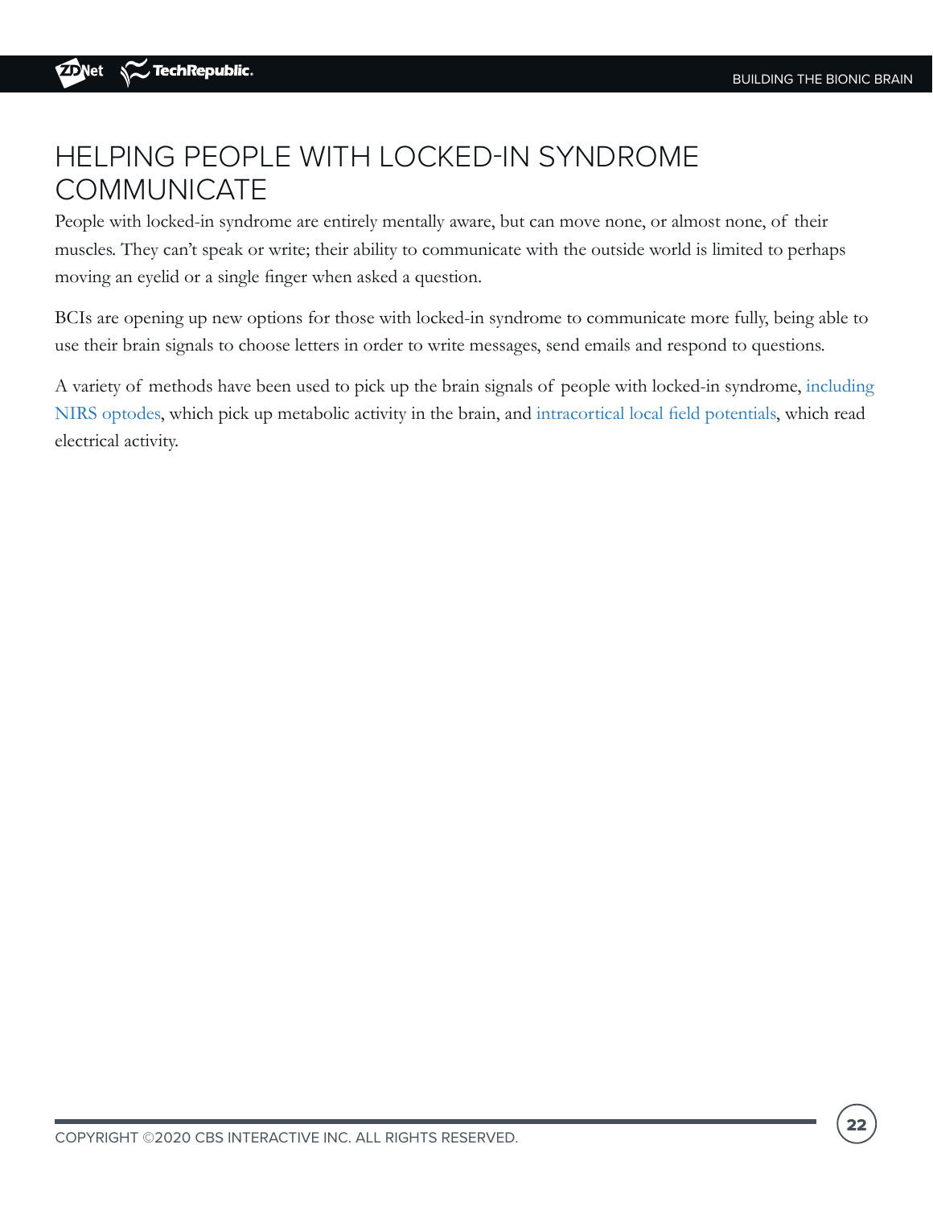## HELPING PEOPLE WITH LOCKED-IN SYNDROME COMMUNICATE

People with locked-in syndrome are entirely mentally aware, but can move none, or almost none, of their muscles. They can't speak or write; their ability to communicate with the outside world is limited to perhaps moving an eyelid or a single finger when asked a question.

BCIs are opening up new options for those with locked-in syndrome to communicate more fully, being able to use their brain signals to choose letters in order to write messages, send emails and respond to questions.

A variety of methods have been used to pick up the brain signals of people with locked-in syndrome, including NIRS optodes, which pick up metabolic activity in the brain, and intracortical local field potentials, which read electrical activity.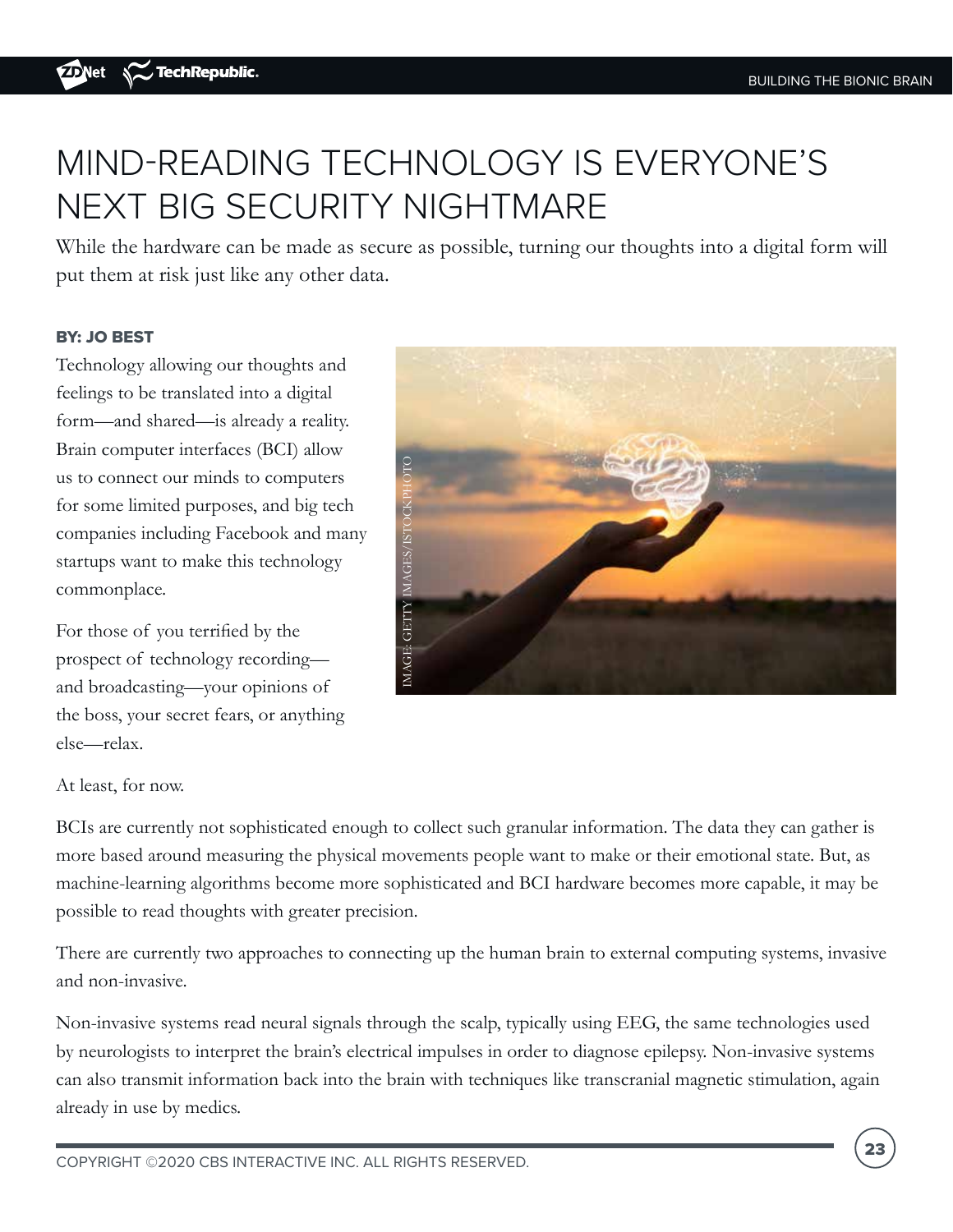# MIND-READING TECHNOLOGY IS EVERYONE'S NEXT BIG SECURITY NIGHTMARE

While the hardware can be made as secure as possible, turning our thoughts into a digital form will put them at risk just like any other data.

**BY: JO BEST**

Technology allowing our thoughts and feelings to be translated into a digital form—and shared—is already a reality. Brain computer interfaces (BCI) allow us to connect our minds to computers for some limited purposes, and big tech companies including Facebook and many startups want to make this technology commonplace.

For those of you terrified by the prospect of technology recording—and broadcasting—your opinions of the boss, your secret fears, or anything else—relax.

At least, for now.

BCIs are currently not sophisticated enough to collect such granular information. The data they can gather is more based around measuring the physical movements people want to make or their emotional state. But, as machine-learning algorithms become more sophisticated and BCI hardware becomes more capable, it may be possible to read thoughts with greater precision.

There are currently two approaches to connecting up the human brain to external computing systems, invasive and non-invasive.

Non-invasive systems read neural signals through the scalp, typically using EEG, the same technologies used by neurologists to interpret the brain's electrical impulses in order to diagnose epilepsy. Non-invasive systems can also transmit information back into the brain with techniques like transcranial magnetic stimulation, again already in use by medics.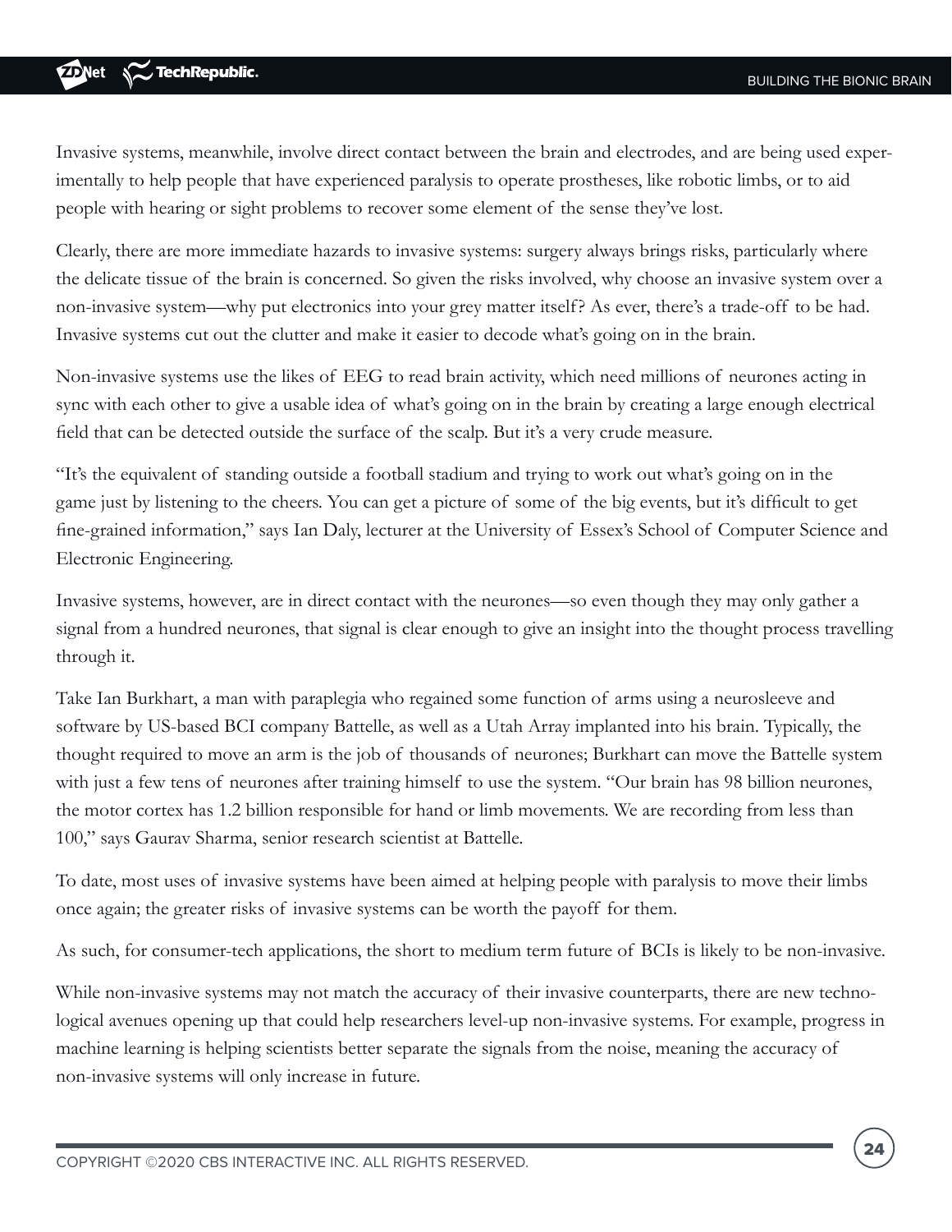Invasive systems, meanwhile, involve direct contact between the brain and electrodes, and are being used experimentally to help people that have experienced paralysis to operate prostheses, like robotic limbs, or to aid people with hearing or sight problems to recover some element of the sense they've lost.

Clearly, there are more immediate hazards to invasive systems: surgery always brings risks, particularly where the delicate tissue of the brain is concerned. So given the risks involved, why choose an invasive system over a non-invasive system—why put electronics into your grey matter itself? As ever, there's a trade-off to be had. Invasive systems cut out the clutter and make it easier to decode what's going on in the brain.

Non-invasive systems use the likes of EEG to read brain activity, which need millions of neurones acting in sync with each other to give a usable idea of what's going on in the brain by creating a large enough electrical field that can be detected outside the surface of the scalp. But it's a very crude measure.

"It's the equivalent of standing outside a football stadium and trying to work out what's going on in the game just by listening to the cheers. You can get a picture of some of the big events, but it's difficult to get fine-grained information," says Ian Daly, lecturer at the University of Essex's School of Computer Science and Electronic Engineering.

Invasive systems, however, are in direct contact with the neurones—so even though they may only gather a signal from a hundred neurones, that signal is clear enough to give an insight into the thought process travelling through it.

Take Ian Burkhart, a man with paraplegia who regained some function of arms using a neurosleeve and software by US-based BCI company Battelle, as well as a Utah Array implanted into his brain. Typically, the thought required to move an arm is the job of thousands of neurones; Burkhart can move the Battelle system with just a few tens of neurones after training himself to use the system. "Our brain has 98 billion neurones, the motor cortex has 1.2 billion responsible for hand or limb movements. We are recording from less than 100," says Gaurav Sharma, senior research scientist at Battelle.

To date, most uses of invasive systems have been aimed at helping people with paralysis to move their limbs once again; the greater risks of invasive systems can be worth the payoff for them.

As such, for consumer-tech applications, the short to medium term future of BCIs is likely to be non-invasive.

While non-invasive systems may not match the accuracy of their invasive counterparts, there are new technological avenues opening up that could help researchers level-up non-invasive systems. For example, progress in machine learning is helping scientists better separate the signals from the noise, meaning the accuracy of non-invasive systems will only increase in future.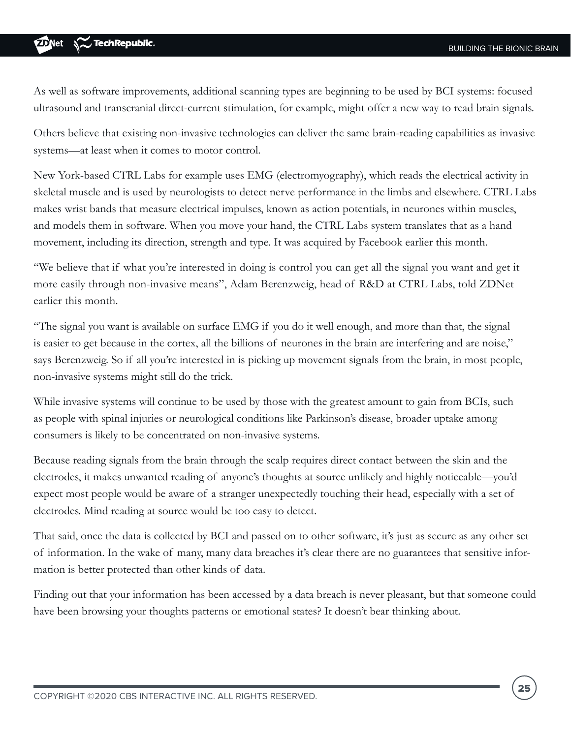As well as software improvements, additional scanning types are beginning to be used by BCI systems: focused ultrasound and transcranial direct-current stimulation, for example, might offer a new way to read brain signals.

Others believe that existing non-invasive technologies can deliver the same brain-reading capabilities as invasive systems—at least when it comes to motor control.

New York-based CTRL Labs for example uses EMG (electromyography), which reads the electrical activity in skeletal muscle and is used by neurologists to detect nerve performance in the limbs and elsewhere. CTRL Labs makes wrist bands that measure electrical impulses, known as action potentials, in neurones within muscles, and models them in software. When you move your hand, the CTRL Labs system translates that as a hand movement, including its direction, strength and type. It was acquired by Facebook earlier this month.

"We believe that if what you're interested in doing is control you can get all the signal you want and get it more easily through non-invasive means", Adam Berenzweig, head of R&D at CTRL Labs, told ZDNet earlier this month.

"The signal you want is available on surface EMG if you do it well enough, and more than that, the signal is easier to get because in the cortex, all the billions of neurones in the brain are interfering and are noise," says Berenzweig. So if all you're interested in is picking up movement signals from the brain, in most people, non-invasive systems might still do the trick.

While invasive systems will continue to be used by those with the greatest amount to gain from BCIs, such as people with spinal injuries or neurological conditions like Parkinson's disease, broader uptake among consumers is likely to be concentrated on non-invasive systems.

Because reading signals from the brain through the scalp requires direct contact between the skin and the electrodes, it makes unwanted reading of anyone's thoughts at source unlikely and highly noticeable—you'd expect most people would be aware of a stranger unexpectedly touching their head, especially with a set of electrodes. Mind reading at source would be too easy to detect.

That said, once the data is collected by BCI and passed on to other software, it's just as secure as any other set of information. In the wake of many, many data breaches it's clear there are no guarantees that sensitive information is better protected than other kinds of data.

Finding out that your information has been accessed by a data breach is never pleasant, but that someone could have been browsing your thoughts patterns or emotional states? It doesn't bear thinking about.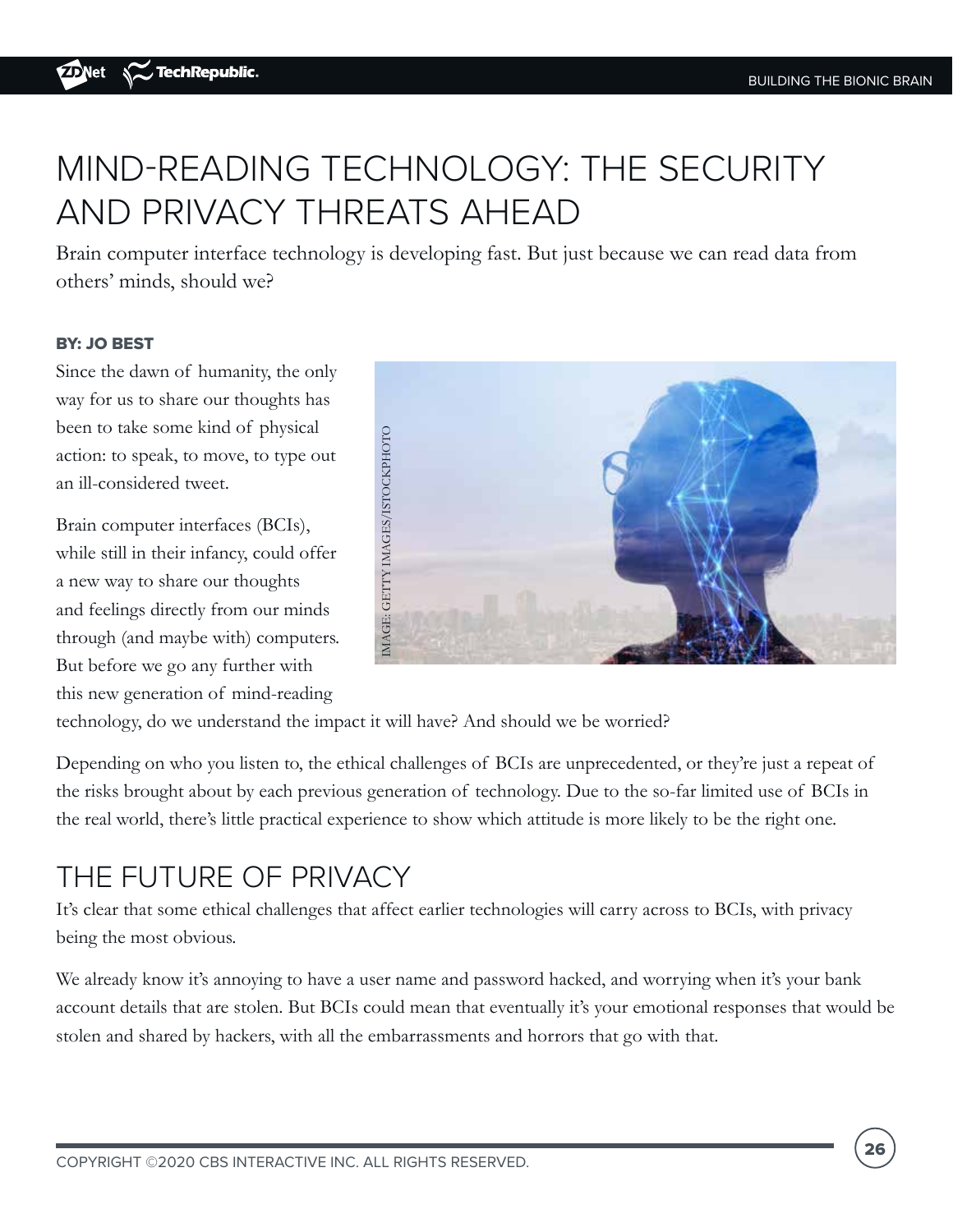# MIND-READING TECHNOLOGY: THE SECURITY AND PRIVACY THREATS AHEAD

Brain computer interface technology is developing fast. But just because we can read data from others' minds, should we?

**BY: JO BEST**

Since the dawn of humanity, the only way for us to share our thoughts has been to take some kind of physical action: to speak, to move, to type out an ill-considered tweet.

Brain computer interfaces (BCIs), while still in their infancy, could offer a new way to share our thoughts and feelings directly from our minds through (and maybe with) computers. But before we go any further with this new generation of mind-reading technology, do we understand the impact it will have? And should we be worried?

IMAGE: GETTY IMAGES/ISTOCKPHOTO

Depending on who you listen to, the ethical challenges of BCIs are unprecedented, or they're just a repeat of the risks brought about by each previous generation of technology. Due to the so-far limited use of BCIs in the real world, there's little practical experience to show which attitude is more likely to be the right one.

## THE FUTURE OF PRIVACY

It's clear that some ethical challenges that affect earlier technologies will carry across to BCIs, with privacy being the most obvious.

We already know it's annoying to have a user name and password hacked, and worrying when it's your bank account details that are stolen. But BCIs could mean that eventually it's your emotional responses that would be stolen and shared by hackers, with all the embarrassments and horrors that go with that.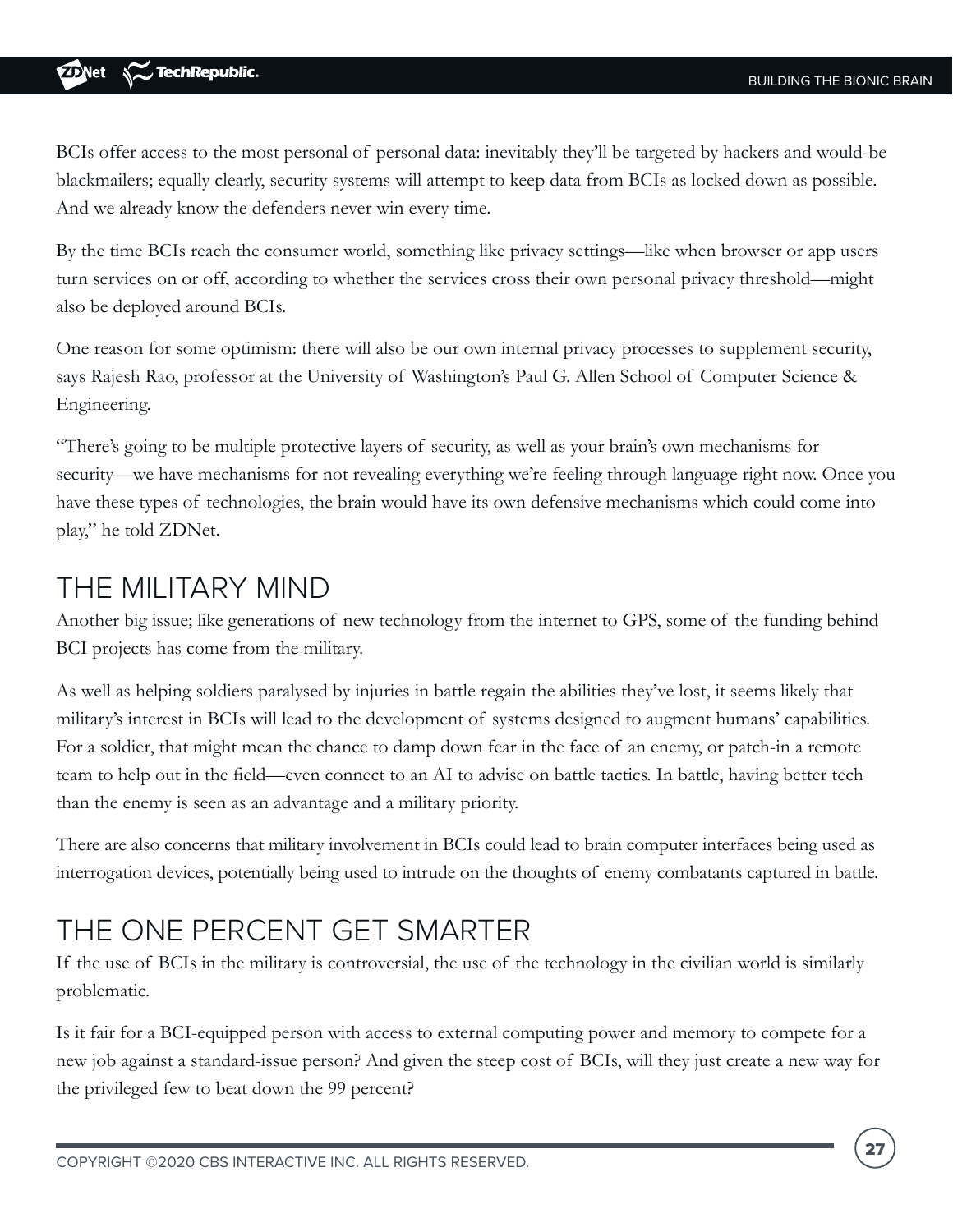BCIs offer access to the most personal of personal data: inevitably they'll be targeted by hackers and would-be blackmailers; equally clearly, security systems will attempt to keep data from BCIs as locked down as possible. And we already know the defenders never win every time.

By the time BCIs reach the consumer world, something like privacy settings—like when browser or app users turn services on or off, according to whether the services cross their own personal privacy threshold—might also be deployed around BCIs.

One reason for some optimism: there will also be our own internal privacy processes to supplement security, says Rajesh Rao, professor at the University of Washington's Paul G. Allen School of Computer Science & Engineering.

"There's going to be multiple protective layers of security, as well as your brain's own mechanisms for security—we have mechanisms for not revealing everything we're feeling through language right now. Once you have these types of technologies, the brain would have its own defensive mechanisms which could come into play," he told ZDNet.

## THE MILITARY MIND

Another big issue; like generations of new technology from the internet to GPS, some of the funding behind BCI projects has come from the military.

As well as helping soldiers paralysed by injuries in battle regain the abilities they've lost, it seems likely that military's interest in BCIs will lead to the development of systems designed to augment humans' capabilities. For a soldier, that might mean the chance to damp down fear in the face of an enemy, or patch-in a remote team to help out in the field—even connect to an AI to advise on battle tactics. In battle, having better tech than the enemy is seen as an advantage and a military priority.

There are also concerns that military involvement in BCIs could lead to brain computer interfaces being used as interrogation devices, potentially being used to intrude on the thoughts of enemy combatants captured in battle.

## THE ONE PERCENT GET SMARTER

If the use of BCIs in the military is controversial, the use of the technology in the civilian world is similarly problematic.

Is it fair for a BCI-equipped person with access to external computing power and memory to compete for a new job against a standard-issue person? And given the steep cost of BCIs, will they just create a new way for the privileged few to beat down the 99 percent?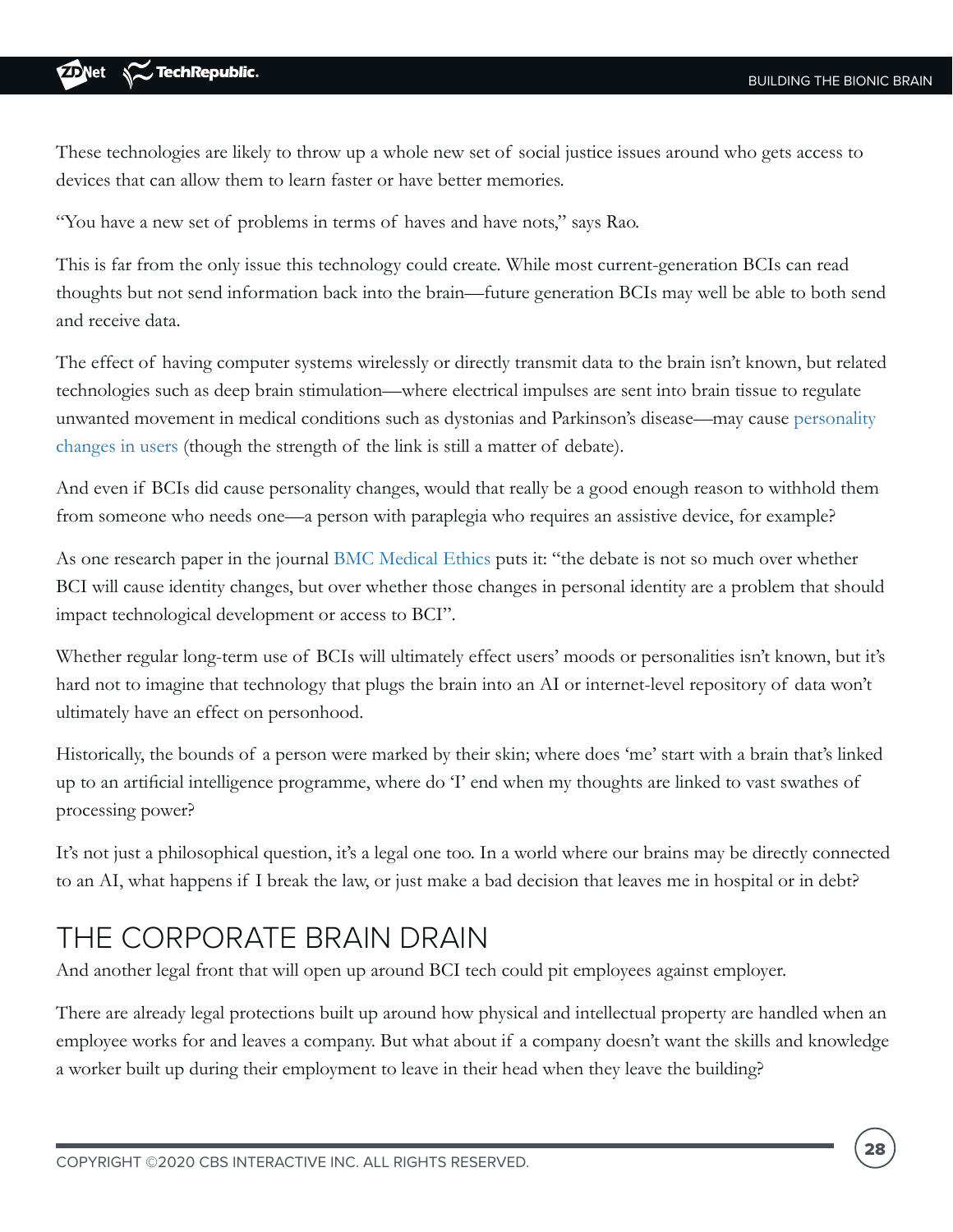These technologies are likely to throw up a whole new set of social justice issues around who gets access to devices that can allow them to learn faster or have better memories.

"You have a new set of problems in terms of haves and have nots," says Rao.

This is far from the only issue this technology could create. While most current-generation BCIs can read thoughts but not send information back into the brain—future generation BCIs may well be able to both send and receive data.

The effect of having computer systems wirelessly or directly transmit data to the brain isn't known, but related technologies such as deep brain stimulation—where electrical impulses are sent into brain tissue to regulate unwanted movement in medical conditions such as dystonias and Parkinson's disease—may cause personality changes in users (though the strength of the link is still a matter of debate).

And even if BCIs did cause personality changes, would that really be a good enough reason to withhold them from someone who needs one—a person with paraplegia who requires an assistive device, for example?

As one research paper in the journal BMC Medical Ethics puts it: "the debate is not so much over whether BCI will cause identity changes, but over whether those changes in personal identity are a problem that should impact technological development or access to BCI".

Whether regular long-term use of BCIs will ultimately effect users' moods or personalities isn't known, but it's hard not to imagine that technology that plugs the brain into an AI or internet-level repository of data won't ultimately have an effect on personhood.

Historically, the bounds of a person were marked by their skin; where does 'me' start with a brain that's linked up to an artificial intelligence programme, where do 'I' end when my thoughts are linked to vast swathes of processing power?

It's not just a philosophical question, it's a legal one too. In a world where our brains may be directly connected to an AI, what happens if I break the law, or just make a bad decision that leaves me in hospital or in debt?

## THE CORPORATE BRAIN DRAIN

And another legal front that will open up around BCI tech could pit employees against employer.

There are already legal protections built up around how physical and intellectual property are handled when an employee works for and leaves a company. But what about if a company doesn't want the skills and knowledge a worker built up during their employment to leave in their head when they leave the building?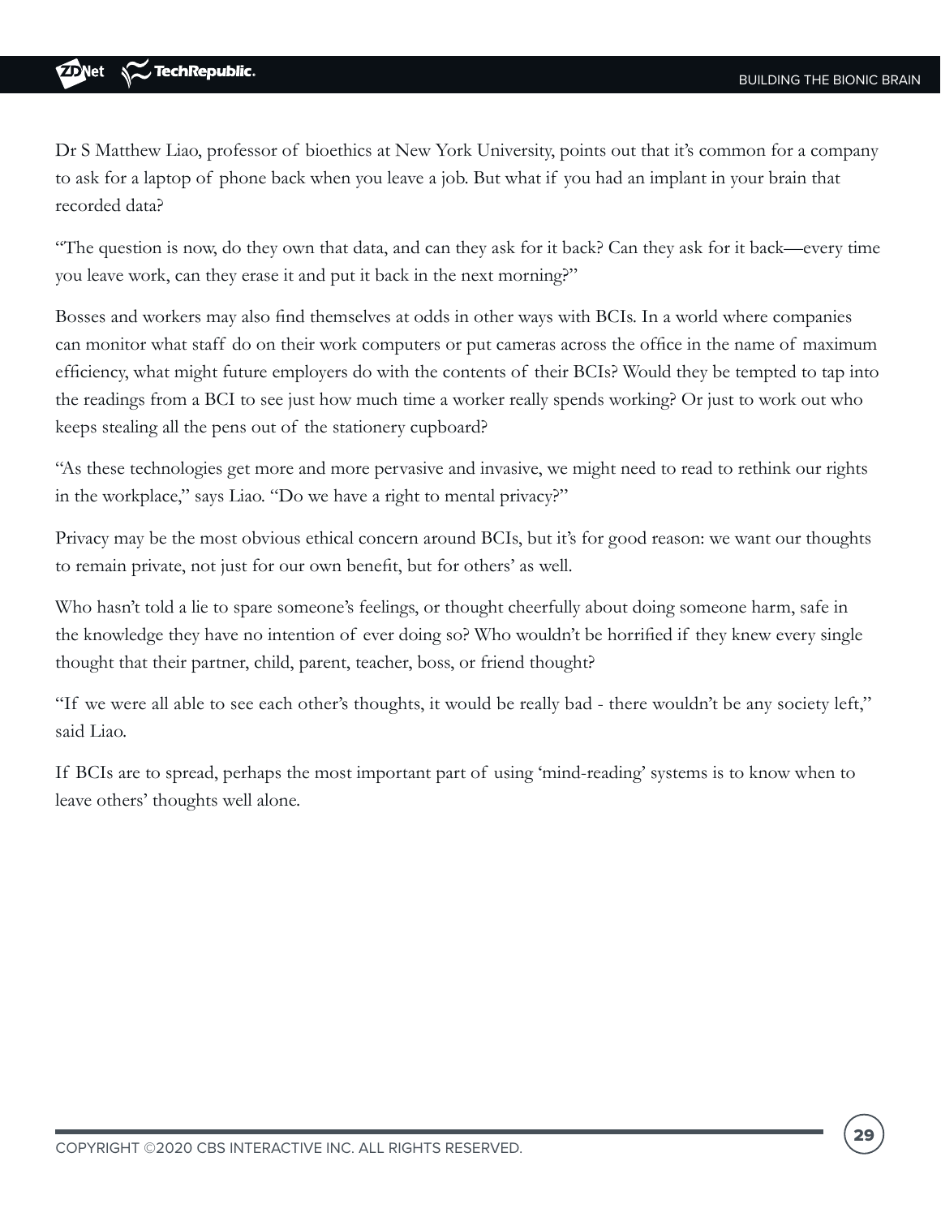Dr S Matthew Liao, professor of bioethics at New York University, points out that it's common for a company to ask for a laptop of phone back when you leave a job. But what if you had an implant in your brain that recorded data?

"The question is now, do they own that data, and can they ask for it back? Can they ask for it back—every time you leave work, can they erase it and put it back in the next morning?"

Bosses and workers may also find themselves at odds in other ways with BCIs. In a world where companies can monitor what staff do on their work computers or put cameras across the office in the name of maximum efficiency, what might future employers do with the contents of their BCIs? Would they be tempted to tap into the readings from a BCI to see just how much time a worker really spends working? Or just to work out who keeps stealing all the pens out of the stationery cupboard?

"As these technologies get more and more pervasive and invasive, we might need to read to rethink our rights in the workplace," says Liao. "Do we have a right to mental privacy?"

Privacy may be the most obvious ethical concern around BCIs, but it's for good reason: we want our thoughts to remain private, not just for our own benefit, but for others' as well.

Who hasn't told a lie to spare someone's feelings, or thought cheerfully about doing someone harm, safe in the knowledge they have no intention of ever doing so? Who wouldn't be horrified if they knew every single thought that their partner, child, parent, teacher, boss, or friend thought?

"If we were all able to see each other's thoughts, it would be really bad - there wouldn't be any society left," said Liao.

If BCIs are to spread, perhaps the most important part of using 'mind-reading' systems is to know when to leave others' thoughts well alone.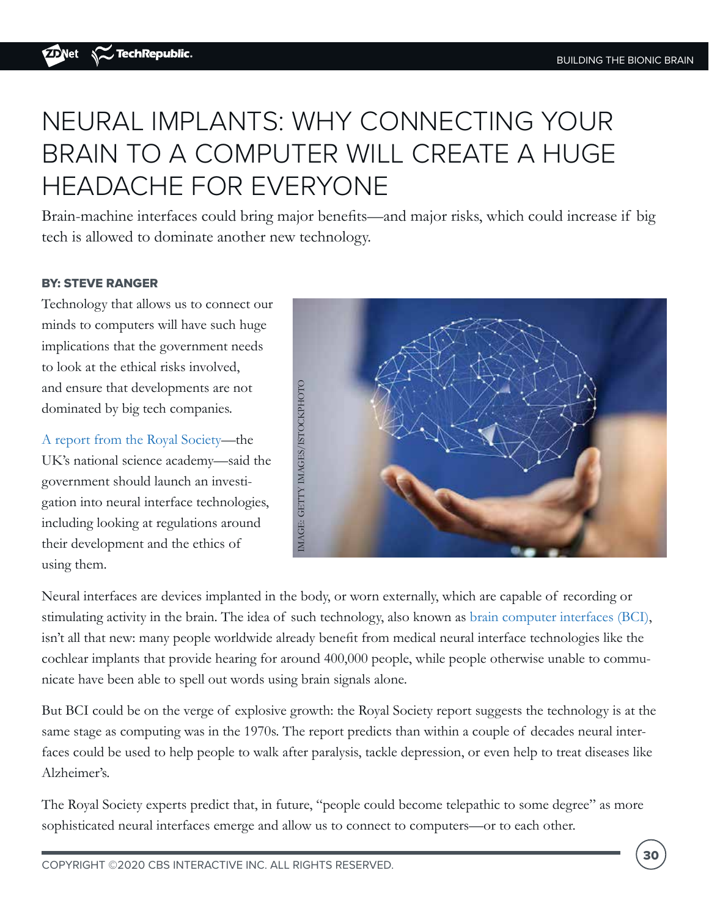# NEURAL IMPLANTS: WHY CONNECTING YOUR BRAIN TO A COMPUTER WILL CREATE A HUGE HEADACHE FOR EVERYONE

Brain-machine interfaces could bring major benefits—and major risks, which could increase if big tech is allowed to dominate another new technology.

**BY: STEVE RANGER**

Technology that allows us to connect our minds to computers will have such huge implications that the government needs to look at the ethical risks involved, and ensure that developments are not dominated by big tech companies.

A report from the Royal Society—the UK's national science academy—said the government should launch an investigation into neural interface technologies, including looking at regulations around their development and the ethics of using them.

IMAGE: GETTY IMAGES/ISTOCKPHOTO

Neural interfaces are devices implanted in the body, or worn externally, which are capable of recording or stimulating activity in the brain. The idea of such technology, also known as brain computer interfaces (BCI), isn't all that new: many people worldwide already benefit from medical neural interface technologies like the cochlear implants that provide hearing for around 400,000 people, while people otherwise unable to communicate have been able to spell out words using brain signals alone.

But BCI could be on the verge of explosive growth: the Royal Society report suggests the technology is at the same stage as computing was in the 1970s. The report predicts than within a couple of decades neural interfaces could be used to help people to walk after paralysis, tackle depression, or even help to treat diseases like Alzheimer's.

The Royal Society experts predict that, in future, "people could become telepathic to some degree" as more sophisticated neural interfaces emerge and allow us to connect to computers—or to each other.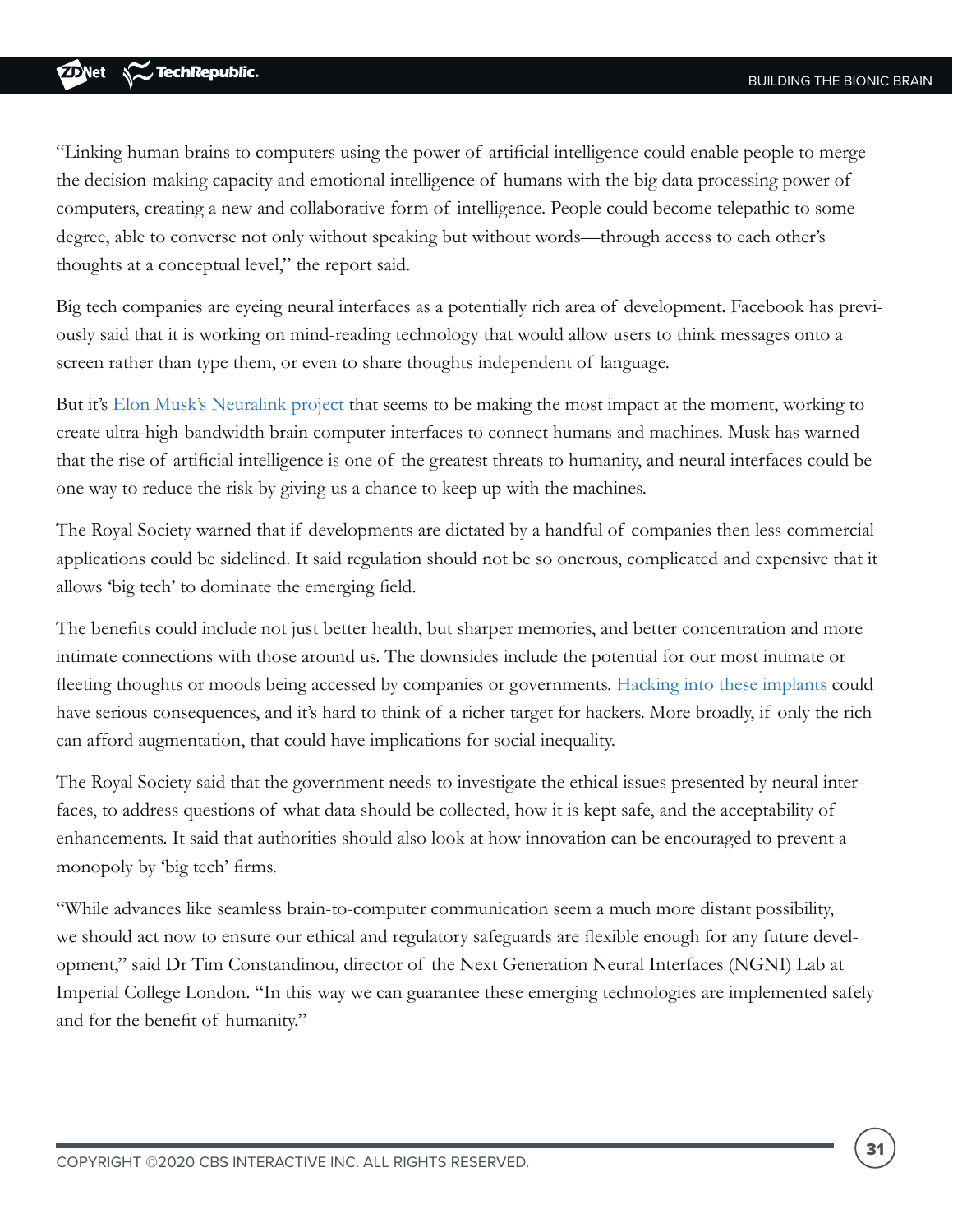"Linking human brains to computers using the power of artificial intelligence could enable people to merge the decision-making capacity and emotional intelligence of humans with the big data processing power of computers, creating a new and collaborative form of intelligence. People could become telepathic to some degree, able to converse not only without speaking but without words—through access to each other's thoughts at a conceptual level," the report said.

Big tech companies are eyeing neural interfaces as a potentially rich area of development. Facebook has previously said that it is working on mind-reading technology that would allow users to think messages onto a screen rather than type them, or even to share thoughts independent of language.

But it's Elon Musk's Neuralink project that seems to be making the most impact at the moment, working to create ultra-high-bandwidth brain computer interfaces to connect humans and machines. Musk has warned that the rise of artificial intelligence is one of the greatest threats to humanity, and neural interfaces could be one way to reduce the risk by giving us a chance to keep up with the machines.

The Royal Society warned that if developments are dictated by a handful of companies then less commercial applications could be sidelined. It said regulation should not be so onerous, complicated and expensive that it allows 'big tech' to dominate the emerging field.

The benefits could include not just better health, but sharper memories, and better concentration and more intimate connections with those around us. The downsides include the potential for our most intimate or fleeting thoughts or moods being accessed by companies or governments. Hacking into these implants could have serious consequences, and it's hard to think of a richer target for hackers. More broadly, if only the rich can afford augmentation, that could have implications for social inequality.

The Royal Society said that the government needs to investigate the ethical issues presented by neural interfaces, to address questions of what data should be collected, how it is kept safe, and the acceptability of enhancements. It said that authorities should also look at how innovation can be encouraged to prevent a monopoly by 'big tech' firms.

"While advances like seamless brain-to-computer communication seem a much more distant possibility, we should act now to ensure our ethical and regulatory safeguards are flexible enough for any future development," said Dr Tim Constandinou, director of the Next Generation Neural Interfaces (NGNI) Lab at Imperial College London. "In this way we can guarantee these emerging technologies are implemented safely and for the benefit of humanity."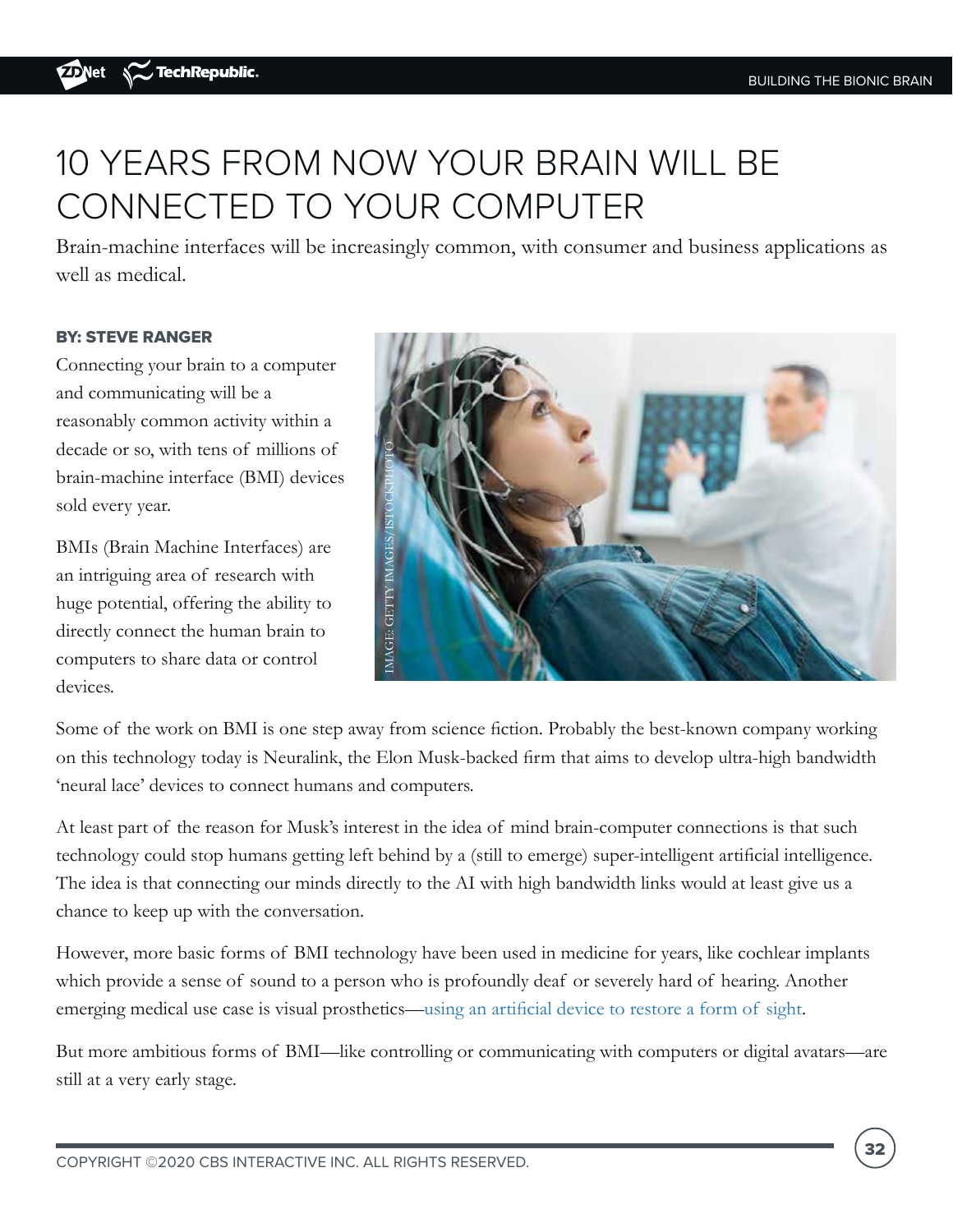# 10 YEARS FROM NOW YOUR BRAIN WILL BE CONNECTED TO YOUR COMPUTER

Brain-machine interfaces will be increasingly common, with consumer and business applications as well as medical.

**BY: STEVE RANGER**

Connecting your brain to a computer and communicating will be a reasonably common activity within a decade or so, with tens of millions of brain-machine interface (BMI) devices sold every year.

BMIs (Brain Machine Interfaces) are an intriguing area of research with huge potential, offering the ability to directly connect the human brain to computers to share data or control devices.

IMAGE: GETTY IMAGES/ISTOCKPHOTO

Some of the work on BMI is one step away from science fiction. Probably the best-known company working on this technology today is Neuralink, the Elon Musk-backed firm that aims to develop ultra-high bandwidth 'neural lace' devices to connect humans and computers.

At least part of the reason for Musk's interest in the idea of mind brain-computer connections is that such technology could stop humans getting left behind by a (still to emerge) super-intelligent artificial intelligence. The idea is that connecting our minds directly to the AI with high bandwidth links would at least give us a chance to keep up with the conversation.

However, more basic forms of BMI technology have been used in medicine for years, like cochlear implants which provide a sense of sound to a person who is profoundly deaf or severely hard of hearing. Another emerging medical use case is visual prosthetics—using an artificial device to restore a form of sight.

But more ambitious forms of BMI—like controlling or communicating with computers or digital avatars—are still at a very early stage.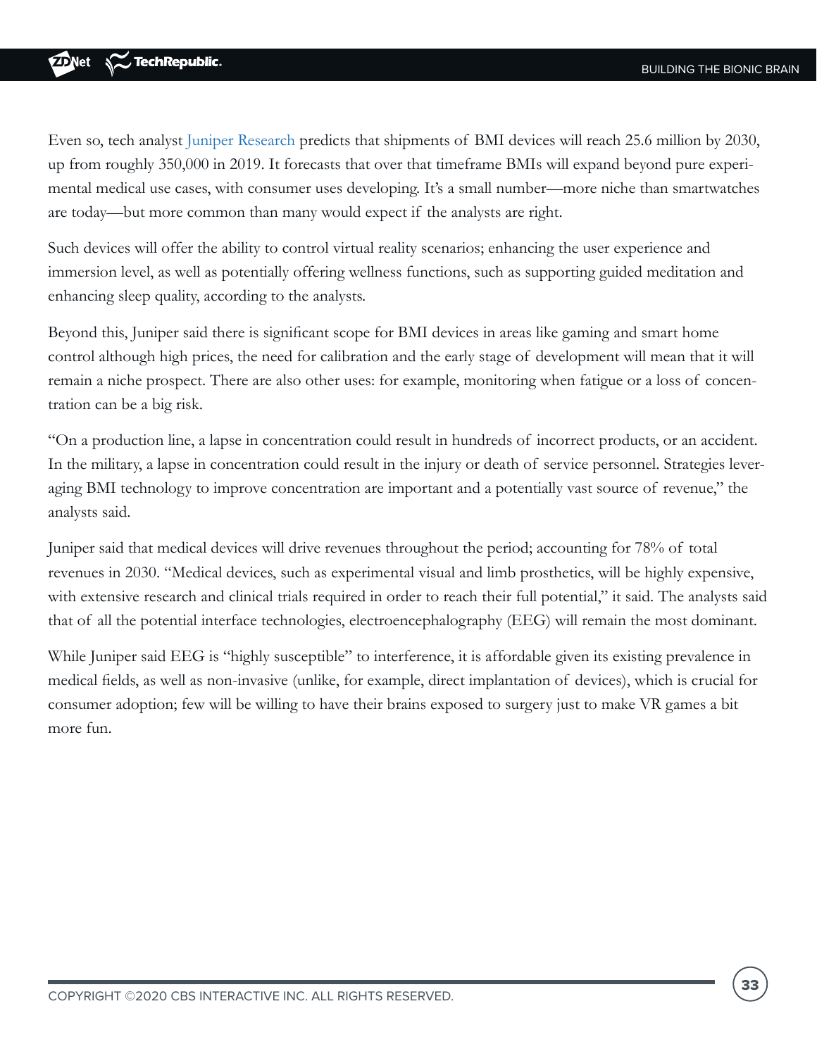Even so, tech analyst Juniper Research predicts that shipments of BMI devices will reach 25.6 million by 2030, up from roughly 350,000 in 2019. It forecasts that over that timeframe BMIs will expand beyond pure experimental medical use cases, with consumer uses developing. It's a small number—more niche than smartwatches are today—but more common than many would expect if the analysts are right.

Such devices will offer the ability to control virtual reality scenarios; enhancing the user experience and immersion level, as well as potentially offering wellness functions, such as supporting guided meditation and enhancing sleep quality, according to the analysts.

Beyond this, Juniper said there is significant scope for BMI devices in areas like gaming and smart home control although high prices, the need for calibration and the early stage of development will mean that it will remain a niche prospect. There are also other uses: for example, monitoring when fatigue or a loss of concentration can be a big risk.

"On a production line, a lapse in concentration could result in hundreds of incorrect products, or an accident. In the military, a lapse in concentration could result in the injury or death of service personnel. Strategies leveraging BMI technology to improve concentration are important and a potentially vast source of revenue," the analysts said.

Juniper said that medical devices will drive revenues throughout the period; accounting for 78% of total revenues in 2030. "Medical devices, such as experimental visual and limb prosthetics, will be highly expensive, with extensive research and clinical trials required in order to reach their full potential," it said. The analysts said that of all the potential interface technologies, electroencephalography (EEG) will remain the most dominant.

While Juniper said EEG is "highly susceptible" to interference, it is affordable given its existing prevalence in medical fields, as well as non-invasive (unlike, for example, direct implantation of devices), which is crucial for consumer adoption; few will be willing to have their brains exposed to surgery just to make VR games a bit more fun.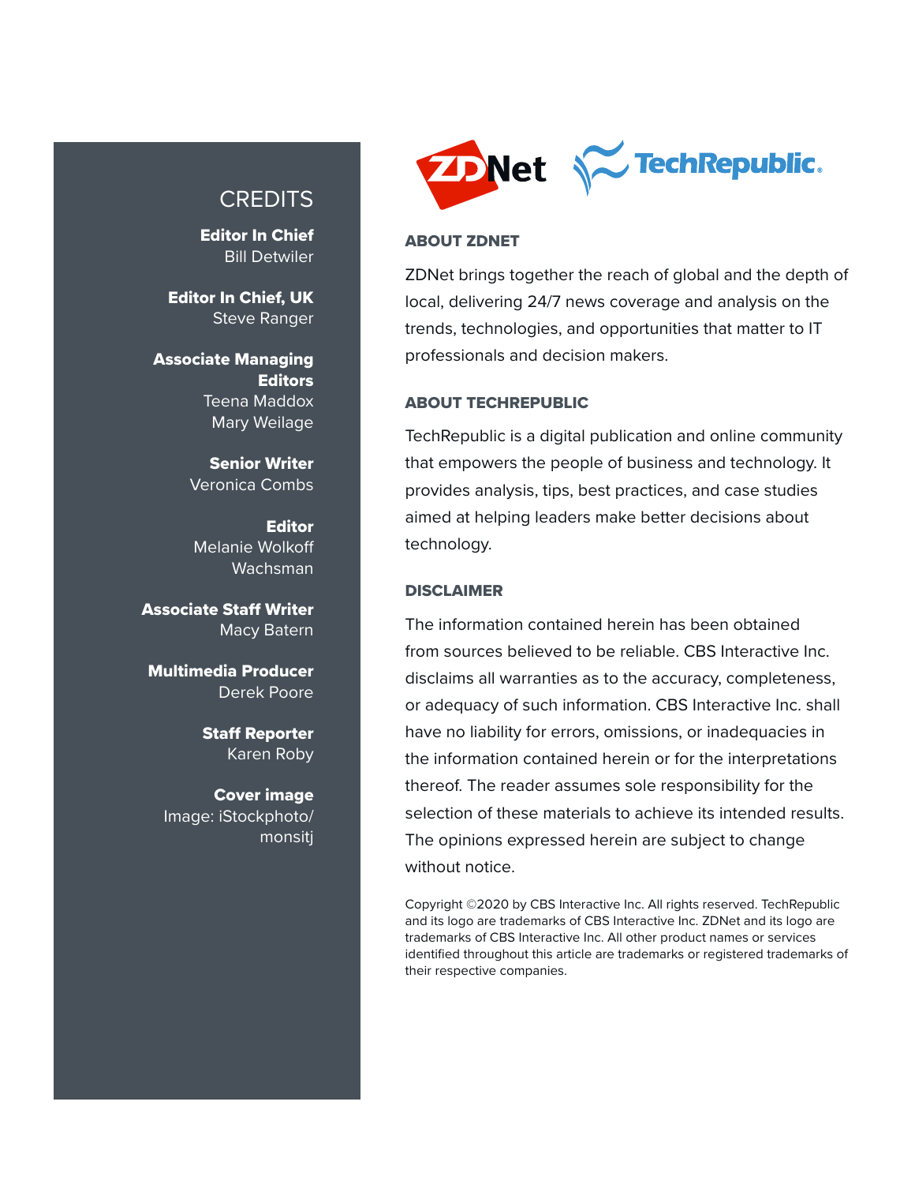## CREDITS

**Editor In Chief**
Bill Detwiler

**Editor In Chief, UK**
Steve Ranger

**Associate Managing Editors**
Teena Maddox
Mary Weilage

**Senior Writer**
Veronica Combs

**Editor**
Melanie Wolkoff Wachsman

**Associate Staff Writer**
Macy Batern

**Multimedia Producer**
Derek Poore

**Staff Reporter**
Karen Roby

**Cover image**
Image: iStockphoto/monsitj

### ABOUT ZDNET

ZDNet brings together the reach of global and the depth of local, delivering 24/7 news coverage and analysis on the trends, technologies, and opportunities that matter to IT professionals and decision makers.

### ABOUT TECHREPUBLIC

TechRepublic is a digital publication and online community that empowers the people of business and technology. It provides analysis, tips, best practices, and case studies aimed at helping leaders make better decisions about technology.

### DISCLAIMER

The information contained herein has been obtained from sources believed to be reliable. CBS Interactive Inc. disclaims all warranties as to the accuracy, completeness, or adequacy of such information. CBS Interactive Inc. shall have no liability for errors, omissions, or inadequacies in the information contained herein or for the interpretations thereof. The reader assumes sole responsibility for the selection of these materials to achieve its intended results. The opinions expressed herein are subject to change without notice.

Copyright ©2020 by CBS Interactive Inc. All rights reserved. TechRepublic and its logo are trademarks of CBS Interactive Inc. ZDNet and its logo are trademarks of CBS Interactive Inc. All other product names or services identified throughout this article are trademarks or registered trademarks of their respective companies.